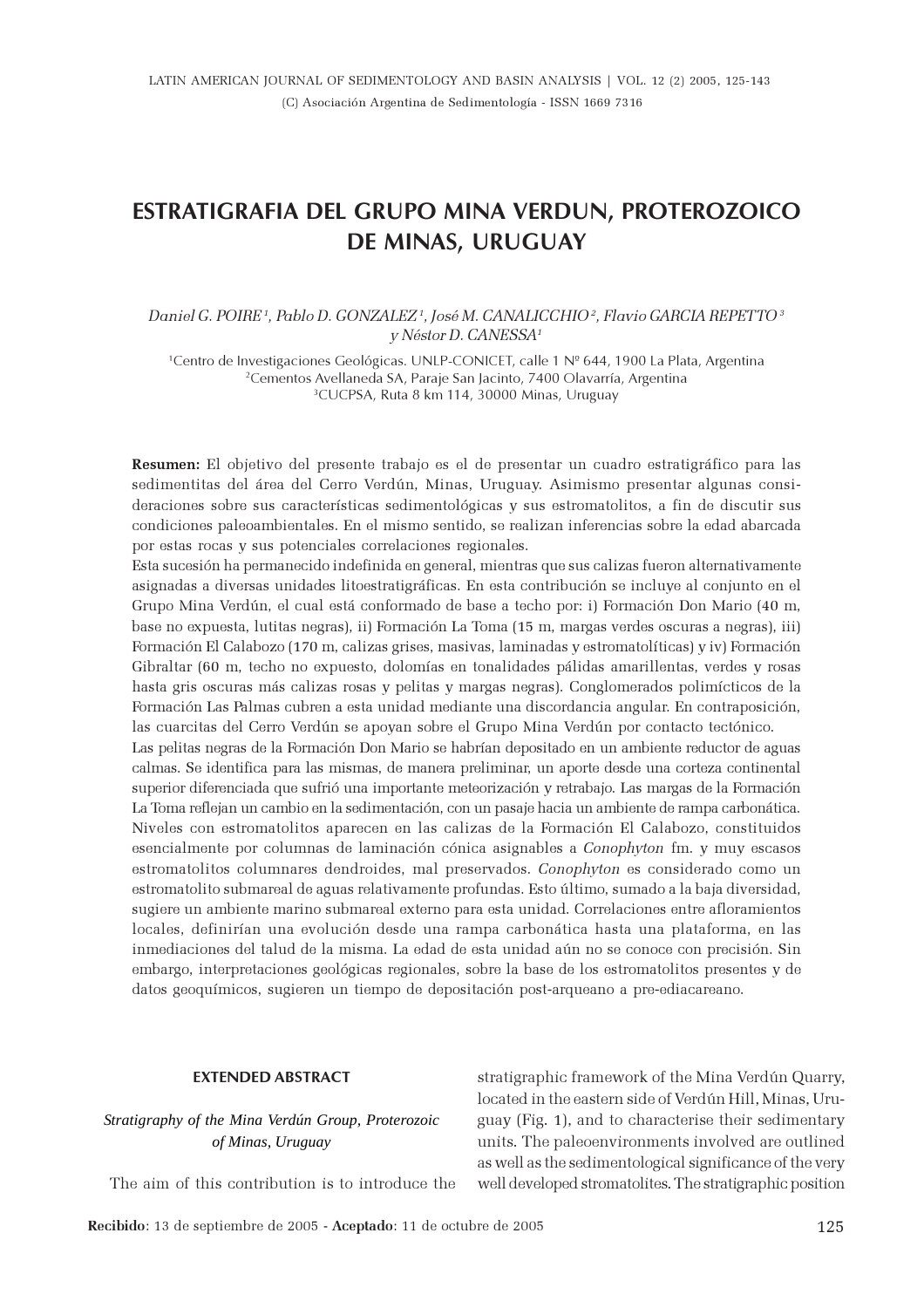# ESTRATIGRAFIA DEL GRUPO MINA VERDUN, PROTEROZOICO DE MINAS, URUGUAY

*Daniel G. POIRE*[1], *Pablo D. GONZALEZ*[1], *José M. CANALICCHIO*[2], *Flavio GARCIA REPETTO*[3] *y Néstor D. CANESSA*[1]

[1]Centro de Investigaciones Geológicas. UNLP-CONICET, calle 1 Nº 644, 1900 La Plata, Argentina
[2]Cementos Avellaneda SA, Paraje San Jacinto, 7400 Olavarría, Argentina
[3]CUCPSA, Ruta 8 km 114, 30000 Minas, Uruguay

**Resumen:** El objetivo del presente trabajo es el de presentar un cuadro estratigráfico para las sedimentitas del área del Cerro Verdún, Minas, Uruguay. Asimismo presentar algunas consideraciones sobre sus características sedimentológicas y sus estromatolitos, a fin de discutir sus condiciones paleoambientales. En el mismo sentido, se realizan inferencias sobre la edad abarcada por estas rocas y sus potenciales correlaciones regionales.

Esta sucesión ha permanecido indefinida en general, mientras que sus calizas fueron alternativamente asignadas a diversas unidades litoestratigráficas. En esta contribución se incluye al conjunto en el Grupo Mina Verdún, el cual está conformado de base a techo por: i) Formación Don Mario (40 m, base no expuesta, lutitas negras), ii) Formación La Toma (15 m, margas verdes oscuras a negras), iii) Formación El Calabozo (170 m, calizas grises, masivas, laminadas y estromatolíticas) y iv) Formación Gibraltar (60 m, techo no expuesto, dolomías en tonalidades pálidas amarillentas, verdes y rosas hasta gris oscuras más calizas rosas y pelitas y margas negras). Conglomerados polimícticos de la Formación Las Palmas cubren a esta unidad mediante una discordancia angular. En contraposición, las cuarcitas del Cerro Verdún se apoyan sobre el Grupo Mina Verdún por contacto tectónico.

Las pelitas negras de la Formación Don Mario se habrían depositado en un ambiente reductor de aguas calmas. Se identifica para las mismas, de manera preliminar, un aporte desde una corteza continental superior diferenciada que sufrió una importante meteorización y retrabajo. Las margas de la Formación La Toma reflejan un cambio en la sedimentación, con un pasaje hacia un ambiente de rampa carbonática. Niveles con estromatolitos aparecen en las calizas de la Formación El Calabozo, constituidos esencialmente por columnas de laminación cónica asignables a *Conophyton* fm. y muy escasos estromatolitos columnares dendroides, mal preservados. *Conophyton* es considerado como un estromatolito submareal de aguas relativamente profundas. Esto último, sumado a la baja diversidad, sugiere un ambiente marino submareal externo para esta unidad. Correlaciones entre afloramientos locales, definirían una evolución desde una rampa carbonática hasta una plataforma, en las inmediaciones del talud de la misma. La edad de esta unidad aún no se conoce con precisión. Sin embargo, interpretaciones geológicas regionales, sobre la base de los estromatolitos presentes y de datos geoquímicos, sugieren un tiempo de depositación post-arqueano a pre-ediacareano.

## EXTENDED ABSTRACT

*Stratigraphy of the Mina Verdún Group, Proterozoic of Minas, Uruguay*

The aim of this contribution is to introduce the stratigraphic framework of the Mina Verdún Quarry, located in the eastern side of Verdún Hill, Minas, Uruguay (Fig. 1), and to characterise their sedimentary units. The paleoenvironments involved are outlined as well as the sedimentological significance of the very well developed stromatolites. The stratigraphic position

**Recibido**: 13 de septiembre de 2005 - **Aceptado**: 11 de octubre de 2005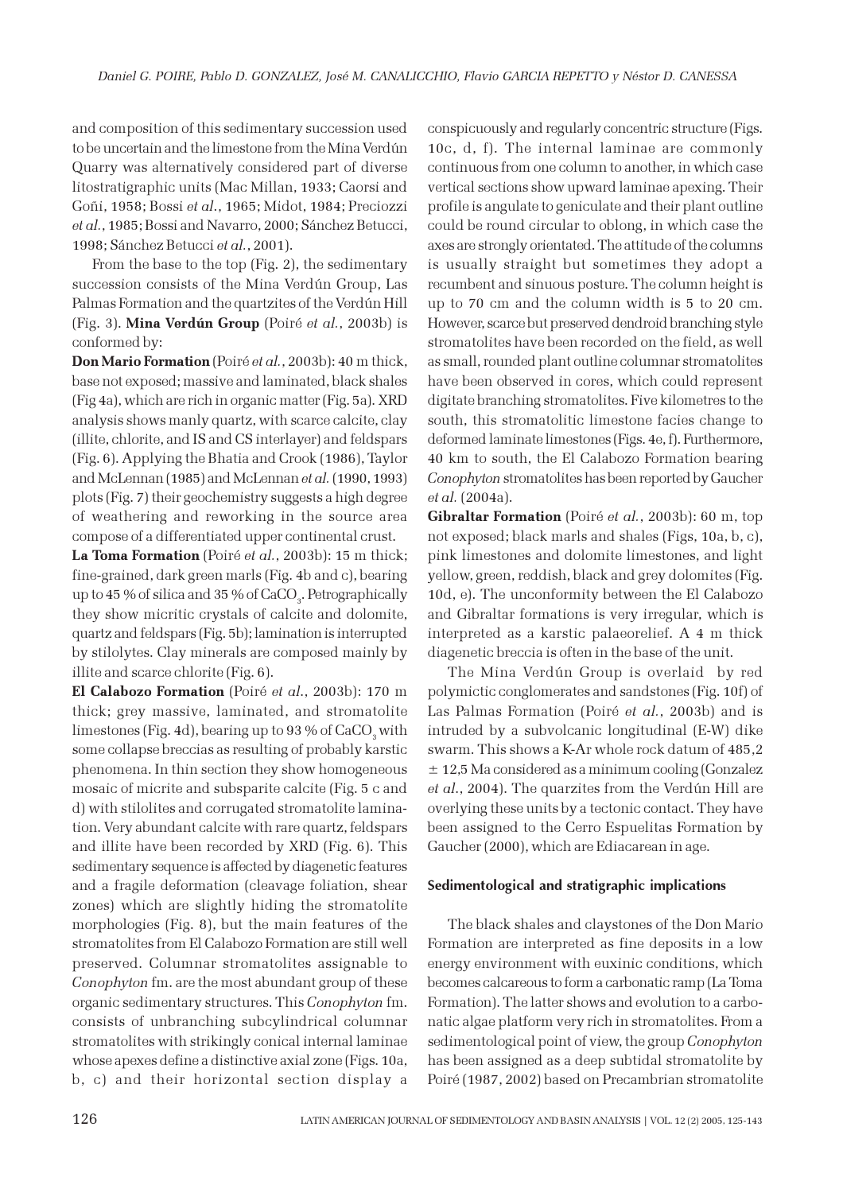and composition of this sedimentary succession used to be uncertain and the limestone from the Mina Verdún Quarry was alternatively considered part of diverse litostratigraphic units (Mac Millan, 1933; Caorsi and Goñi, 1958; Bossi *et al.*, 1965; Midot, 1984; Preciozzi *et al.*, 1985; Bossi and Navarro, 2000; Sánchez Betucci, 1998; Sánchez Betucci *et al.*, 2001).

From the base to the top (Fig. 2), the sedimentary succession consists of the Mina Verdún Group, Las Palmas Formation and the quartzites of the Verdún Hill (Fig. 3). **Mina Verdún Group** (Poiré *et al.*, 2003b) is conformed by:

**Don Mario Formation** (Poiré *et al.*, 2003b): 40 m thick, base not exposed; massive and laminated, black shales (Fig 4a), which are rich in organic matter (Fig. 5a). XRD analysis shows manly quartz, with scarce calcite, clay (illite, chlorite, and IS and CS interlayer) and feldspars (Fig. 6). Applying the Bhatia and Crook (1986), Taylor and McLennan (1985) and McLennan *et al.* (1990, 1993) plots (Fig. 7) their geochemistry suggests a high degree of weathering and reworking in the source area compose of a differentiated upper continental crust.

**La Toma Formation** (Poiré *et al.*, 2003b): 15 m thick; fine-grained, dark green marls (Fig. 4b and c), bearing up to 45 % of silica and 35 % of $CaCO_3$. Petrographically they show micritic crystals of calcite and dolomite, quartz and feldspars (Fig. 5b); lamination is interrupted by stilolytes. Clay minerals are composed mainly by illite and scarce chlorite (Fig. 6).

**El Calabozo Formation** (Poiré *et al.*, 2003b): 170 m thick; grey massive, laminated, and stromatolite limestones (Fig. 4d), bearing up to 93 % of $CaCO_3$ with some collapse breccias as resulting of probably karstic phenomena. In thin section they show homogeneous mosaic of micrite and subsparite calcite (Fig. 5 c and d) with stilolites and corrugated stromatolite lamination. Very abundant calcite with rare quartz, feldspars and illite have been recorded by XRD (Fig. 6). This sedimentary sequence is affected by diagenetic features and a fragile deformation (cleavage foliation, shear zones) which are slightly hiding the stromatolite morphologies (Fig. 8), but the main features of the stromatolites from El Calabozo Formation are still well preserved. Columnar stromatolites assignable to *Conophyton* fm. are the most abundant group of these organic sedimentary structures. This *Conophyton* fm. consists of unbranching subcylindrical columnar stromatolites with strikingly conical internal laminae whose apexes define a distinctive axial zone (Figs. 10a, b, c) and their horizontal section display a conspicuously and regularly concentric structure (Figs. 10c, d, f). The internal laminae are commonly continuous from one column to another, in which case vertical sections show upward laminae apexing. Their profile is angulate to geniculate and their plant outline could be round circular to oblong, in which case the axes are strongly orientated. The attitude of the columns is usually straight but sometimes they adopt a recumbent and sinuous posture. The column height is up to 70 cm and the column width is 5 to 20 cm. However, scarce but preserved dendroid branching style stromatolites have been recorded on the field, as well as small, rounded plant outline columnar stromatolites have been observed in cores, which could represent digitate branching stromatolites. Five kilometres to the south, this stromatolitic limestone facies change to deformed laminate limestones (Figs. 4e, f). Furthermore, 40 km to south, the El Calabozo Formation bearing *Conophyton* stromatolites has been reported by Gaucher *et al.* (2004a).

**Gibraltar Formation** (Poiré *et al.*, 2003b): 60 m, top not exposed; black marls and shales (Figs, 10a, b, c), pink limestones and dolomite limestones, and light yellow, green, reddish, black and grey dolomites (Fig. 10d, e). The unconformity between the El Calabozo and Gibraltar formations is very irregular, which is interpreted as a karstic palaeorelief. A 4 m thick diagenetic breccia is often in the base of the unit.

The Mina Verdún Group is overlaid by red polymictic conglomerates and sandstones (Fig. 10f) of Las Palmas Formation (Poiré *et al.*, 2003b) and is intruded by a subvolcanic longitudinal (E-W) dike swarm. This shows a K-Ar whole rock datum of 485,2 ± 12,5 Ma considered as a minimum cooling (Gonzalez *et al.*, 2004). The quarzites from the Verdún Hill are overlying these units by a tectonic contact. They have been assigned to the Cerro Espuelitas Formation by Gaucher (2000), which are Ediacarean in age.

#### Sedimentological and stratigraphic implications

The black shales and claystones of the Don Mario Formation are interpreted as fine deposits in a low energy environment with euxinic conditions, which becomes calcareous to form a carbonatic ramp (La Toma Formation). The latter shows and evolution to a carbonatic algae platform very rich in stromatolites. From a sedimentological point of view, the group *Conophyton* has been assigned as a deep subtidal stromatolite by Poiré (1987, 2002) based on Precambrian stromatolite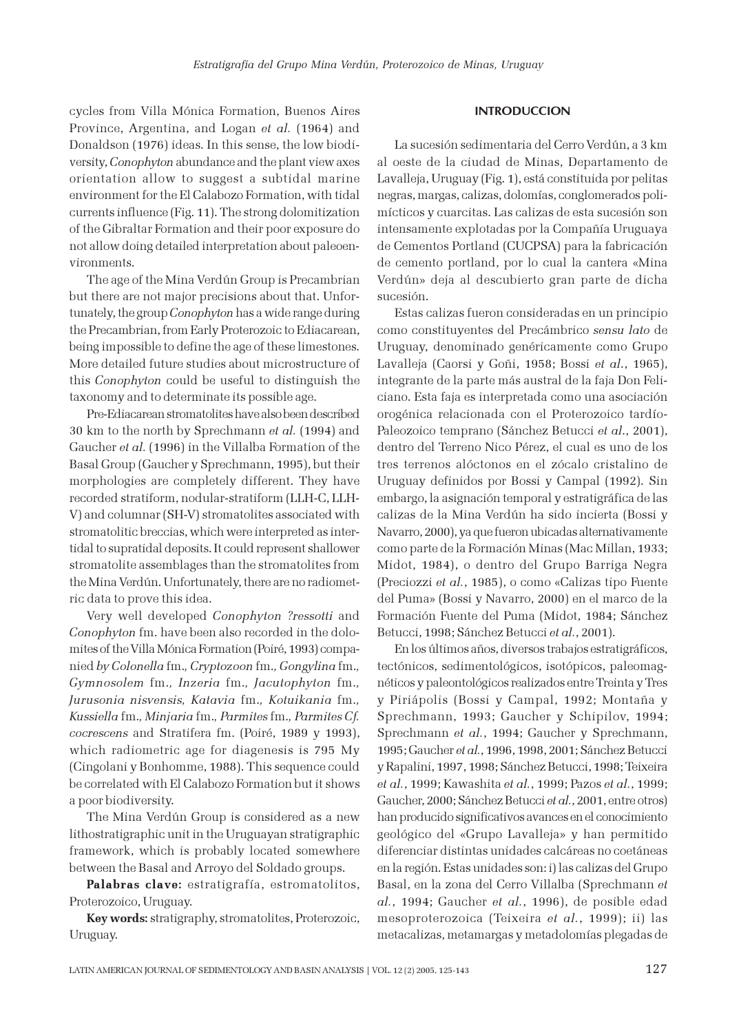cycles from Villa Mónica Formation, Buenos Aires Province, Argentina, and Logan *et al.* (1964) and Donaldson (1976) ideas. In this sense, the low biodiversity, *Conophyton* abundance and the plant view axes orientation allow to suggest a subtidal marine environment for the El Calabozo Formation, with tidal currents influence (Fig. 11). The strong dolomitization of the Gibraltar Formation and their poor exposure do not allow doing detailed interpretation about paleoenvironments.

The age of the Mina Verdún Group is Precambrian but there are not major precisions about that. Unfortunately, the group *Conophyton* has a wide range during the Precambrian, from Early Proterozoic to Ediacarean, being impossible to define the age of these limestones. More detailed future studies about microstructure of this *Conophyton* could be useful to distinguish the taxonomy and to determinate its possible age.

Pre-Ediacarean stromatolites have also been described 30 km to the north by Sprechmann *et al.* (1994) and Gaucher *et al.* (1996) in the Villalba Formation of the Basal Group (Gaucher y Sprechmann, 1995), but their morphologies are completely different. They have recorded stratiform, nodular-stratiform (LLH-C, LLH-V) and columnar (SH-V) stromatolites associated with stromatolitic breccias, which were interpreted as intertidal to supratidal deposits. It could represent shallower stromatolite assemblages than the stromatolites from the Mina Verdún. Unfortunately, there are no radiometric data to prove this idea.

Very well developed *Conophyton ?ressotti* and *Conophyton* fm. have been also recorded in the dolomites of the Villa Mónica Formation (Poiré, 1993) companied *by Colonella* fm., *Cryptozoon* fm., *Gongylina* fm., *Gymnosolem* fm., *Inzeria* fm., *Jacutophyton* fm., *Jurusonia nisvensis*, *Katavia* fm., *Kotuikania* fm., *Kussiella* fm., *Minjaria* fm., *Parmites* fm., *Parmites Cf. cocrescens* and Stratifera fm. (Poiré, 1989 y 1993), which radiometric age for diagenesis is 795 My (Cingolani y Bonhomme, 1988). This sequence could be correlated with El Calabozo Formation but it shows a poor biodiversity.

The Mina Verdún Group is considered as a new lithostratigraphic unit in the Uruguayan stratigraphic framework, which is probably located somewhere between the Basal and Arroyo del Soldado groups.

**Palabras clave:** estratigrafía, estromatolitos, Proterozoico, Uruguay.

**Key words:** stratigraphy, stromatolites, Proterozoic, Uruguay.

## INTRODUCCION

La sucesión sedimentaria del Cerro Verdún, a 3 km al oeste de la ciudad de Minas, Departamento de Lavalleja, Uruguay (Fig. 1), está constituida por pelitas negras, margas, calizas, dolomías, conglomerados polimícticos y cuarcitas. Las calizas de esta sucesión son intensamente explotadas por la Compañía Uruguaya de Cementos Portland (CUCPSA) para la fabricación de cemento portland, por lo cual la cantera «Mina Verdún» deja al descubierto gran parte de dicha sucesión.

Estas calizas fueron consideradas en un principio como constituyentes del Precámbrico *sensu lato* de Uruguay, denominado genéricamente como Grupo Lavalleja (Caorsi y Goñi, 1958; Bossi *et al.*, 1965), integrante de la parte más austral de la faja Don Feliciano. Esta faja es interpretada como una asociación orogénica relacionada con el Proterozoico tardío-Paleozoico temprano (Sánchez Betucci *et al.*, 2001), dentro del Terreno Nico Pérez, el cual es uno de los tres terrenos alóctonos en el zócalo cristalino de Uruguay definidos por Bossi y Campal (1992). Sin embargo, la asignación temporal y estratigráfica de las calizas de la Mina Verdún ha sido incierta (Bossi y Navarro, 2000), ya que fueron ubicadas alternativamente como parte de la Formación Minas (Mac Millan, 1933; Midot, 1984), o dentro del Grupo Barriga Negra (Preciozzi *et al.*, 1985), o como «Calizas tipo Fuente del Puma» (Bossi y Navarro, 2000) en el marco de la Formación Fuente del Puma (Midot, 1984; Sánchez Betucci, 1998; Sánchez Betucci *et al.*, 2001).

En los últimos años, diversos trabajos estratigráficos, tectónicos, sedimentológicos, isotópicos, paleomagnéticos y paleontológicos realizados entre Treinta y Tres y Piriápolis (Bossi y Campal, 1992; Montaña y Sprechmann, 1993; Gaucher y Schipilov, 1994; Sprechmann *et al.*, 1994; Gaucher y Sprechmann, 1995; Gaucher *et al.*, 1996, 1998, 2001; Sánchez Betucci y Rapalini, 1997, 1998; Sánchez Betucci, 1998; Teixeira *et al.*, 1999; Kawashita *et al.*, 1999; Pazos *et al.*, 1999; Gaucher, 2000; Sánchez Betucci *et al.*, 2001, entre otros) han producido significativos avances en el conocimiento geológico del «Grupo Lavalleja» y han permitido diferenciar distintas unidades calcáreas no coetáneas en la región. Estas unidades son: i) las calizas del Grupo Basal, en la zona del Cerro Villalba (Sprechmann *et al.*, 1994; Gaucher *et al.*, 1996), de posible edad mesoproterozoica (Teixeira *et al.*, 1999); ii) las metacalizas, metamargas y metadolomías plegadas de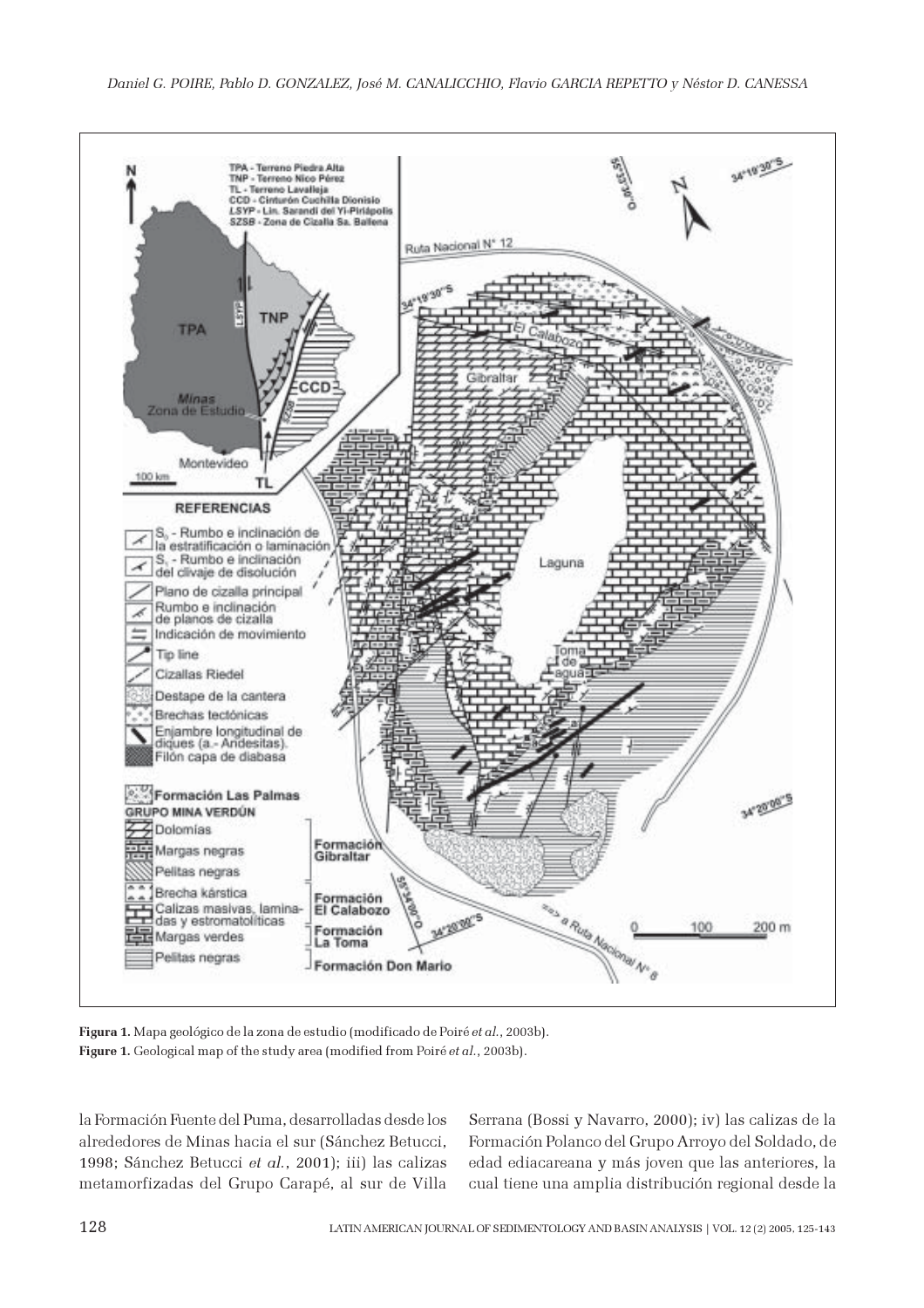**Figura 1.** Mapa geológico de la zona de estudio (modificado de Poiré *et al.*, 2003b).
**Figure 1.** Geological map of the study area (modified from Poiré *et al.*, 2003b).

la Formación Fuente del Puma, desarrolladas desde los alrededores de Minas hacia el sur (Sánchez Betucci, 1998; Sánchez Betucci *et al.*, 2001); iii) las calizas metamorfizadas del Grupo Carapé, al sur de Villa Serrana (Bossi y Navarro, 2000); iv) las calizas de la Formación Polanco del Grupo Arroyo del Soldado, de edad ediacareana y más joven que las anteriores, la cual tiene una amplia distribución regional desde la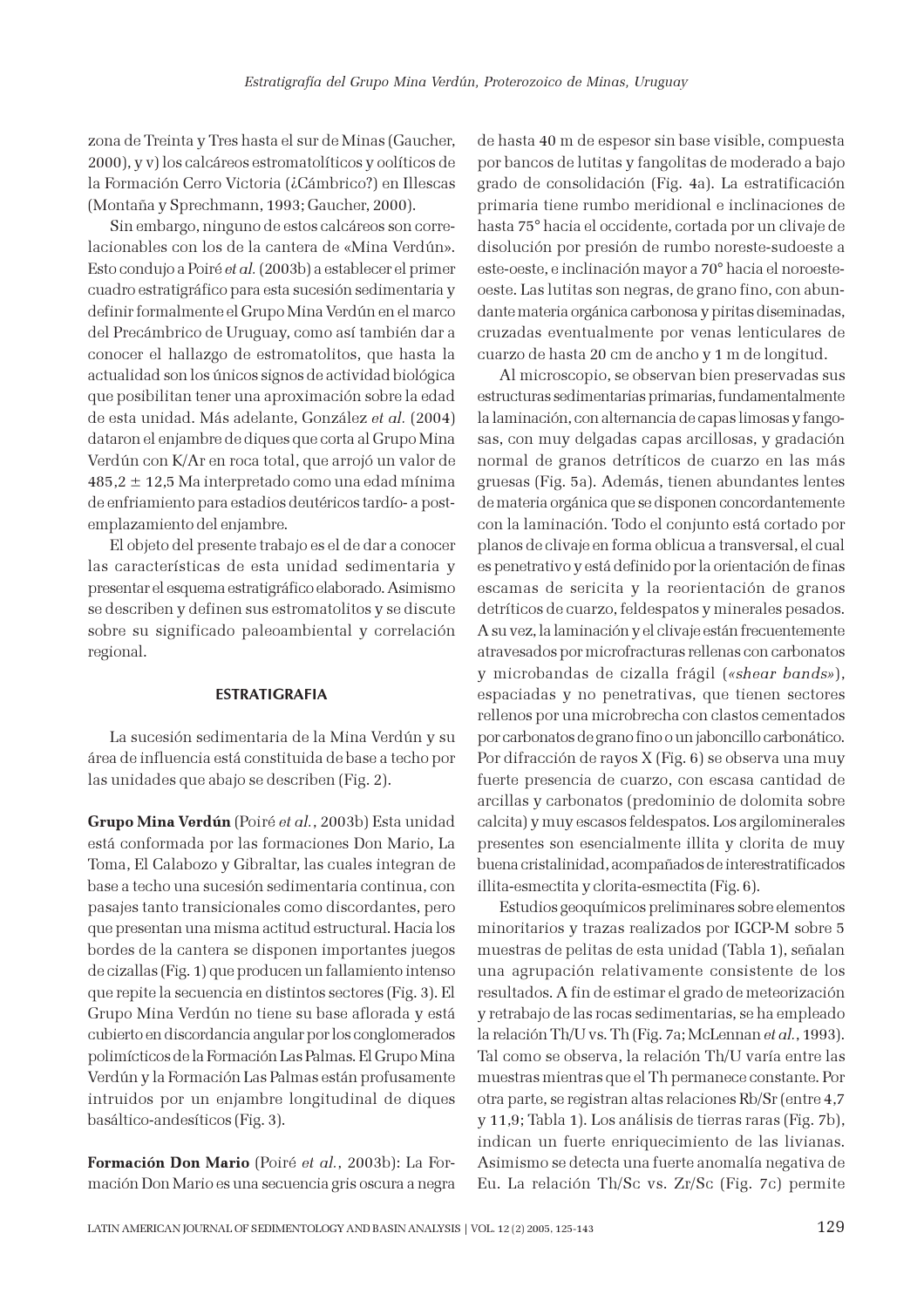zona de Treinta y Tres hasta el sur de Minas (Gaucher, 2000), y v) los calcáreos estromatolíticos y oolíticos de la Formación Cerro Victoria (¿Cámbrico?) en Illescas (Montaña y Sprechmann, 1993; Gaucher, 2000).

Sin embargo, ninguno de estos calcáreos son correlacionables con los de la cantera de «Mina Verdún». Esto condujo a Poiré *et al.* (2003b) a establecer el primer cuadro estratigráfico para esta sucesión sedimentaria y definir formalmente el Grupo Mina Verdún en el marco del Precámbrico de Uruguay, como así también dar a conocer el hallazgo de estromatolitos, que hasta la actualidad son los únicos signos de actividad biológica que posibilitan tener una aproximación sobre la edad de esta unidad. Más adelante, González *et al.* (2004) dataron el enjambre de diques que corta al Grupo Mina Verdún con K/Ar en roca total, que arrojó un valor de 485,2 ± 12,5 Ma interpretado como una edad mínima de enfriamiento para estadios deutéricos tardío- a post-emplazamiento del enjambre.

El objeto del presente trabajo es el de dar a conocer las características de esta unidad sedimentaria y presentar el esquema estratigráfico elaborado. Asimismo se describen y definen sus estromatolitos y se discute sobre su significado paleoambiental y correlación regional.

## ESTRATIGRAFIA

La sucesión sedimentaria de la Mina Verdún y su área de influencia está constituida de base a techo por las unidades que abajo se describen (Fig. 2).

**Grupo Mina Verdún** (Poiré *et al.*, 2003b) Esta unidad está conformada por las formaciones Don Mario, La Toma, El Calabozo y Gibraltar, las cuales integran de base a techo una sucesión sedimentaria continua, con pasajes tanto transicionales como discordantes, pero que presentan una misma actitud estructural. Hacia los bordes de la cantera se disponen importantes juegos de cizallas (Fig. 1) que producen un fallamiento intenso que repite la secuencia en distintos sectores (Fig. 3). El Grupo Mina Verdún no tiene su base aflorada y está cubierto en discordancia angular por los conglomerados polimícticos de la Formación Las Palmas. El Grupo Mina Verdún y la Formación Las Palmas están profusamente intruidos por un enjambre longitudinal de diques basáltico-andesíticos (Fig. 3).

**Formación Don Mario** (Poiré *et al.*, 2003b): La Formación Don Mario es una secuencia gris oscura a negra de hasta 40 m de espesor sin base visible, compuesta por bancos de lutitas y fangolitas de moderado a bajo grado de consolidación (Fig. 4a). La estratificación primaria tiene rumbo meridional e inclinaciones de hasta 75° hacia el occidente, cortada por un clivaje de disolución por presión de rumbo noreste-sudoeste a este-oeste, e inclinación mayor a 70° hacia el noroeste-oeste. Las lutitas son negras, de grano fino, con abundante materia orgánica carbonosa y piritas diseminadas, cruzadas eventualmente por venas lenticulares de cuarzo de hasta 20 cm de ancho y 1 m de longitud.

Al microscopio, se observan bien preservadas sus estructuras sedimentarias primarias, fundamentalmente la laminación, con alternancia de capas limosas y fangosas, con muy delgadas capas arcillosas, y gradación normal de granos detríticos de cuarzo en las más gruesas (Fig. 5a). Además, tienen abundantes lentes de materia orgánica que se disponen concordantemente con la laminación. Todo el conjunto está cortado por planos de clivaje en forma oblicua a transversal, el cual es penetrativo y está definido por la orientación de finas escamas de sericita y la reorientación de granos detríticos de cuarzo, feldespatos y minerales pesados. A su vez, la laminación y el clivaje están frecuentemente atravesados por microfracturas rellenas con carbonatos y microbandas de cizalla frágil (*«shear bands»*), espaciadas y no penetrativas, que tienen sectores rellenos por una microbrecha con clastos cementados por carbonatos de grano fino o un jaboncillo carbonático. Por difracción de rayos X (Fig. 6) se observa una muy fuerte presencia de cuarzo, con escasa cantidad de arcillas y carbonatos (predominio de dolomita sobre calcita) y muy escasos feldespatos. Los argilominerales presentes son esencialmente illita y clorita de muy buena cristalinidad, acompañados de interestratificados illita-esmectita y clorita-esmectita (Fig. 6).

Estudios geoquímicos preliminares sobre elementos minoritarios y trazas realizados por IGCP-M sobre 5 muestras de pelitas de esta unidad (Tabla 1), señalan una agrupación relativamente consistente de los resultados. A fin de estimar el grado de meteorización y retrabajo de las rocas sedimentarias, se ha empleado la relación Th/U vs. Th (Fig. 7a; McLennan *et al.*, 1993). Tal como se observa, la relación Th/U varía entre las muestras mientras que el Th permanece constante. Por otra parte, se registran altas relaciones Rb/Sr (entre 4,7 y 11,9; Tabla 1). Los análisis de tierras raras (Fig. 7b), indican un fuerte enriquecimiento de las livianas. Asimismo se detecta una fuerte anomalía negativa de Eu. La relación Th/Sc vs. Zr/Sc (Fig. 7c) permite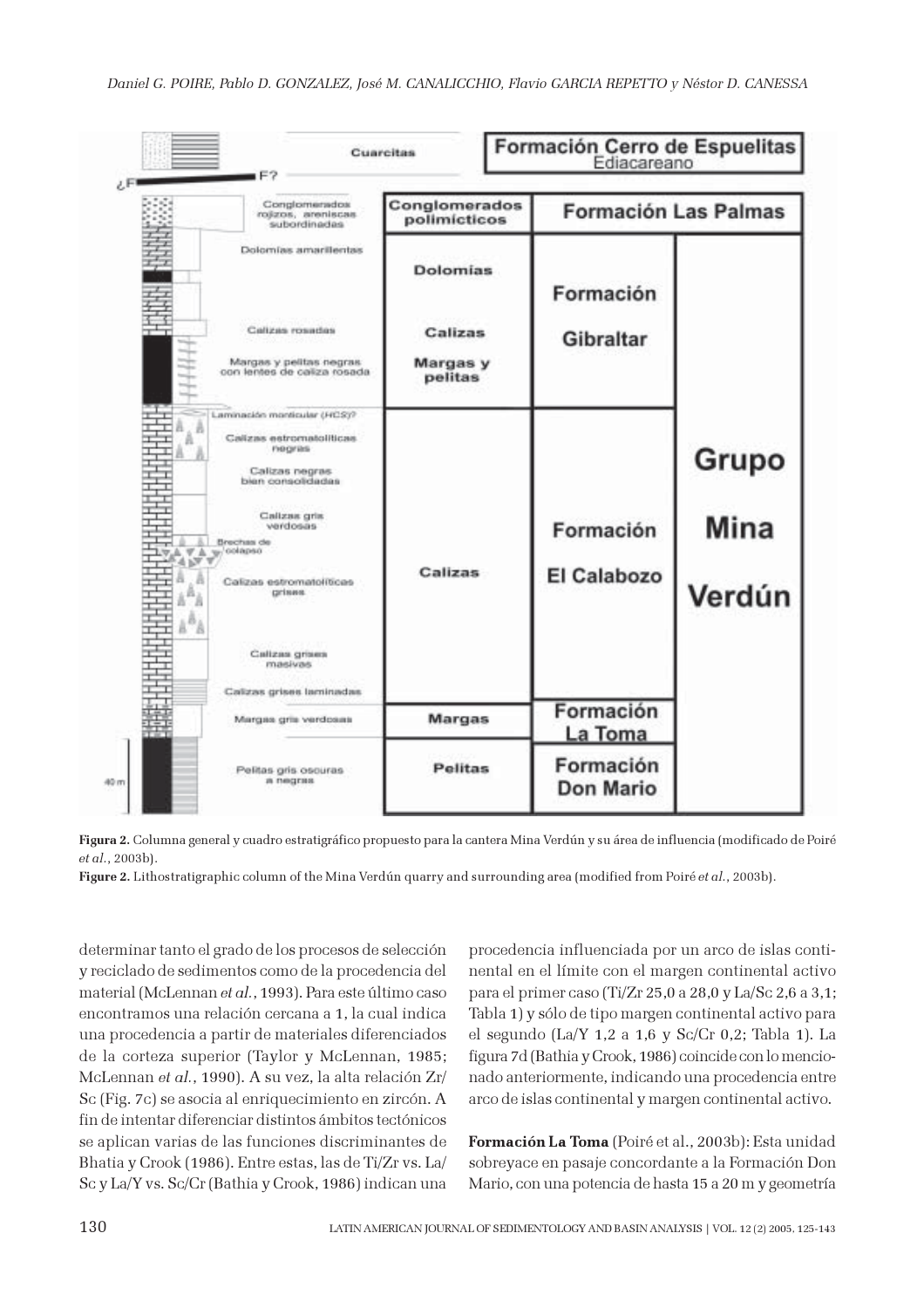**Figura 2.** Columna general y cuadro estratigráfico propuesto para la cantera Mina Verdún y su área de influencia (modificado de Poiré *et al.*, 2003b).

**Figure 2.** Lithostratigraphic column of the Mina Verdún quarry and surrounding area (modified from Poiré *et al.*, 2003b).

determinar tanto el grado de los procesos de selección y reciclado de sedimentos como de la procedencia del material (McLennan *et al.*, 1993). Para este último caso encontramos una relación cercana a 1, la cual indica una procedencia a partir de materiales diferenciados de la corteza superior (Taylor y McLennan, 1985; McLennan *et al.*, 1990). A su vez, la alta relación Zr/Sc (Fig. 7c) se asocia al enriquecimiento en zircón. A fin de intentar diferenciar distintos ámbitos tectónicos se aplican varias de las funciones discriminantes de Bhatia y Crook (1986). Entre estas, las de Ti/Zr vs. La/Sc y La/Y vs. Sc/Cr (Bathia y Crook, 1986) indican una procedencia influenciada por un arco de islas continental en el límite con el margen continental activo para el primer caso (Ti/Zr 25,0 a 28,0 y La/Sc 2,6 a 3,1; Tabla 1) y sólo de tipo margen continental activo para el segundo (La/Y 1,2 a 1,6 y Sc/Cr 0,2; Tabla 1). La figura 7d (Bathia y Crook, 1986) coincide con lo mencionado anteriormente, indicando una procedencia entre arco de islas continental y margen continental activo.

**Formación La Toma** (Poiré et al., 2003b): Esta unidad sobreyace en pasaje concordante a la Formación Don Mario, con una potencia de hasta 15 a 20 m y geometría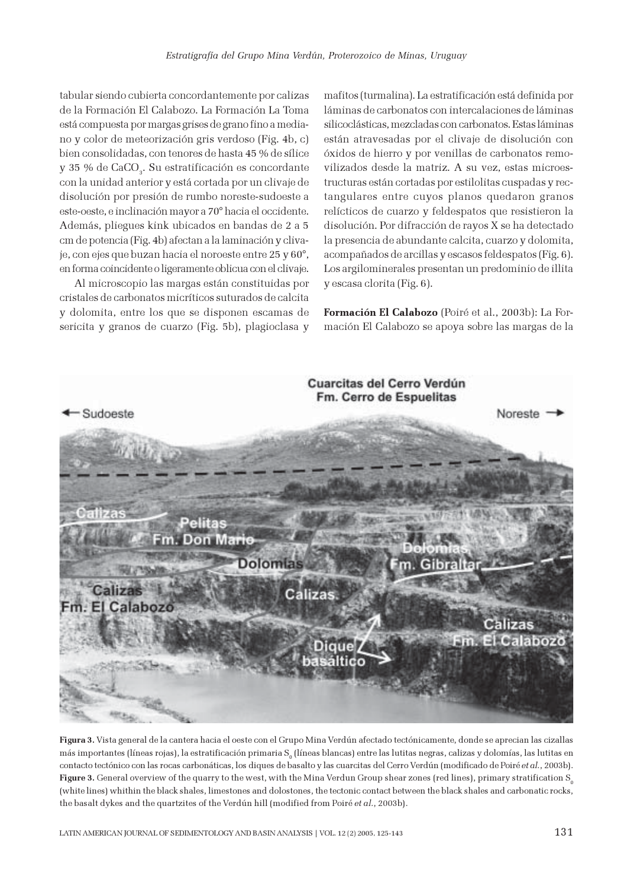tabular siendo cubierta concordantemente por calizas de la Formación El Calabozo. La Formación La Toma está compuesta por margas grises de grano fino a mediano y color de meteorización gris verdoso (Fig. 4b, c) bien consolidadas, con tenores de hasta 45 % de sílice y 35 % de $CaCO_3$. Su estratificación es concordante con la unidad anterior y está cortada por un clivaje de disolución por presión de rumbo noreste-sudoeste a este-oeste, e inclinación mayor a 70° hacia el occidente. Además, pliegues kink ubicados en bandas de 2 a 5 cm de potencia (Fig. 4b) afectan a la laminación y clivaje, con ejes que buzan hacia el noroeste entre 25 y 60°, en forma coincidente o ligeramente oblicua con el clivaje.

Al microscopio las margas están constituidas por cristales de carbonatos micríticos suturados de calcita y dolomita, entre los que se disponen escamas de sericita y granos de cuarzo (Fig. 5b), plagioclasa y mafitos (turmalina). La estratificación está definida por láminas de carbonatos con intercalaciones de láminas silicoclásticas, mezcladas con carbonatos. Estas láminas están atravesadas por el clivaje de disolución con óxidos de hierro y por venillas de carbonatos removilizados desde la matriz. A su vez, estas microestructuras están cortadas por estilolitas cuspadas y rectangulares entre cuyos planos quedaron granos relícticos de cuarzo y feldespatos que resistieron la disolución. Por difracción de rayos X se ha detectado la presencia de abundante calcita, cuarzo y dolomita, acompañados de arcillas y escasos feldespatos (Fig. 6). Los argilominerales presentan un predominio de illita y escasa clorita (Fig. 6).

**Formación El Calabozo** (Poiré et al., 2003b): La Formación El Calabozo se apoya sobre las margas de la

**Figura 3.** Vista general de la cantera hacia el oeste con el Grupo Mina Verdún afectado tectónicamente, donde se aprecian las cizallas más importantes (líneas rojas), la estratificación primaria $S_0$ (líneas blancas) entre las lutitas negras, calizas y dolomías, las lutitas en contacto tectónico con las rocas carbonáticas, los diques de basalto y las cuarcitas del Cerro Verdún (modificado de Poiré *et al.*, 2003b).
**Figure 3.** General overview of the quarry to the west, with the Mina Verdun Group shear zones (red lines), primary stratification $S_0$ (white lines) whithin the black shales, limestones and dolostones, the tectonic contact between the black shales and carbonatic rocks, the basalt dykes and the quartzites of the Verdún hill (modified from Poiré *et al.*, 2003b).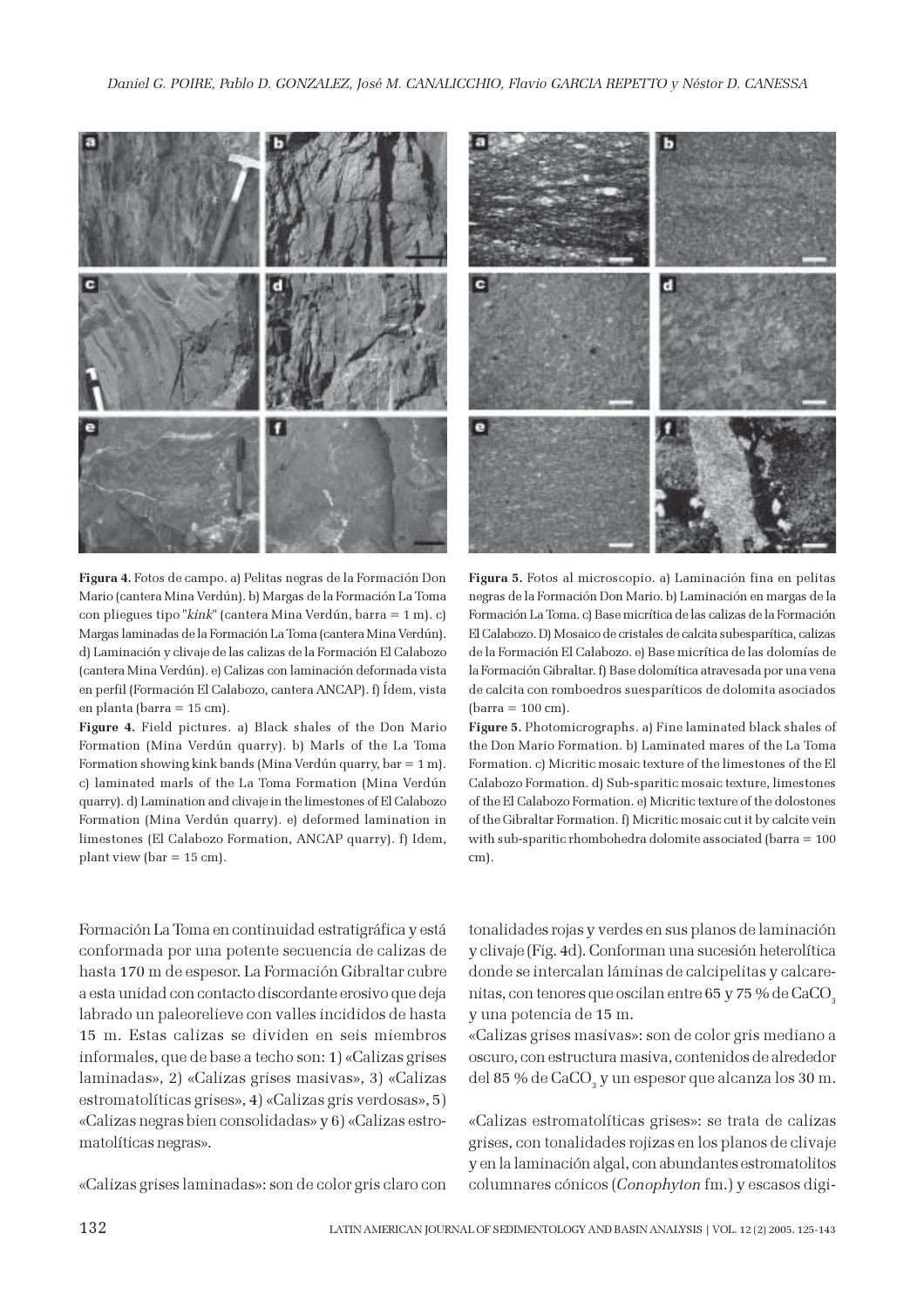**Figura 4.** Fotos de campo. a) Pelitas negras de la Formación Don Mario (cantera Mina Verdún). b) Margas de la Formación La Toma con pliegues tipo "*kink*" (cantera Mina Verdún, barra = 1 m). c) Margas laminadas de la Formación La Toma (cantera Mina Verdún). d) Laminación y clivaje de las calizas de la Formación El Calabozo (cantera Mina Verdún). e) Calizas con laminación deformada vista en perfil (Formación El Calabozo, cantera ANCAP). f) Ídem, vista en planta (barra = 15 cm).

**Figure 4.** Field pictures. a) Black shales of the Don Mario Formation (Mina Verdún quarry). b) Marls of the La Toma Formation showing kink bands (Mina Verdún quarry, bar = 1 m). c) laminated marls of the La Toma Formation (Mina Verdún quarry). d) Lamination and clivaje in the limestones of El Calabozo Formation (Mina Verdún quarry). e) deformed lamination in limestones (El Calabozo Formation, ANCAP quarry). f) Idem, plant view (bar = 15 cm).

**Figura 5.** Fotos al microscopio. a) Laminación fina en pelitas negras de la Formación Don Mario. b) Laminación en margas de la Formación La Toma. c) Base micrítica de las calizas de la Formación El Calabozo. D) Mosaico de cristales de calcita subesparítica, calizas de la Formación El Calabozo. e) Base micrítica de las dolomías de la Formación Gibraltar. f) Base dolomítica atravesada por una vena de calcita con romboedros suesparíticos de dolomita asociados (barra = 100 cm).

**Figure 5.** Photomicrographs. a) Fine laminated black shales of the Don Mario Formation. b) Laminated mares of the La Toma Formation. c) Micritic mosaic texture of the limestones of the El Calabozo Formation. d) Sub-sparitic mosaic texture, limestones of the El Calabozo Formation. e) Micritic texture of the dolostones of the Gibraltar Formation. f) Micritic mosaic cut it by calcite vein with sub-sparitic rhombohedra dolomite associated (barra = 100 cm).

Formación La Toma en continuidad estratigráfica y está conformada por una potente secuencia de calizas de hasta 170 m de espesor. La Formación Gibraltar cubre a esta unidad con contacto discordante erosivo que deja labrado un paleorelieve con valles incididos de hasta 15 m. Estas calizas se dividen en seis miembros informales, que de base a techo son: 1) «Calizas grises laminadas», 2) «Calizas grises masivas», 3) «Calizas estromatolíticas grises», 4) «Calizas gris verdosas», 5) «Calizas negras bien consolidadas» y 6) «Calizas estromatolíticas negras».

«Calizas grises laminadas»: son de color gris claro con tonalidades rojas y verdes en sus planos de laminación y clivaje (Fig. 4d). Conforman una sucesión heterolítica donde se intercalan láminas de calcipelitas y calcarenitas, con tenores que oscilan entre 65 y 75 % de $CaCO_3$ y una potencia de 15 m.

«Calizas grises masivas»: son de color gris mediano a oscuro, con estructura masiva, contenidos de alrededor del 85 % de $CaCO_3$ y un espesor que alcanza los 30 m.

«Calizas estromatolíticas grises»: se trata de calizas grises, con tonalidades rojizas en los planos de clivaje y en la laminación algal, con abundantes estromatolitos columnares cónicos (*Conophyton* fm.) y escasos digi-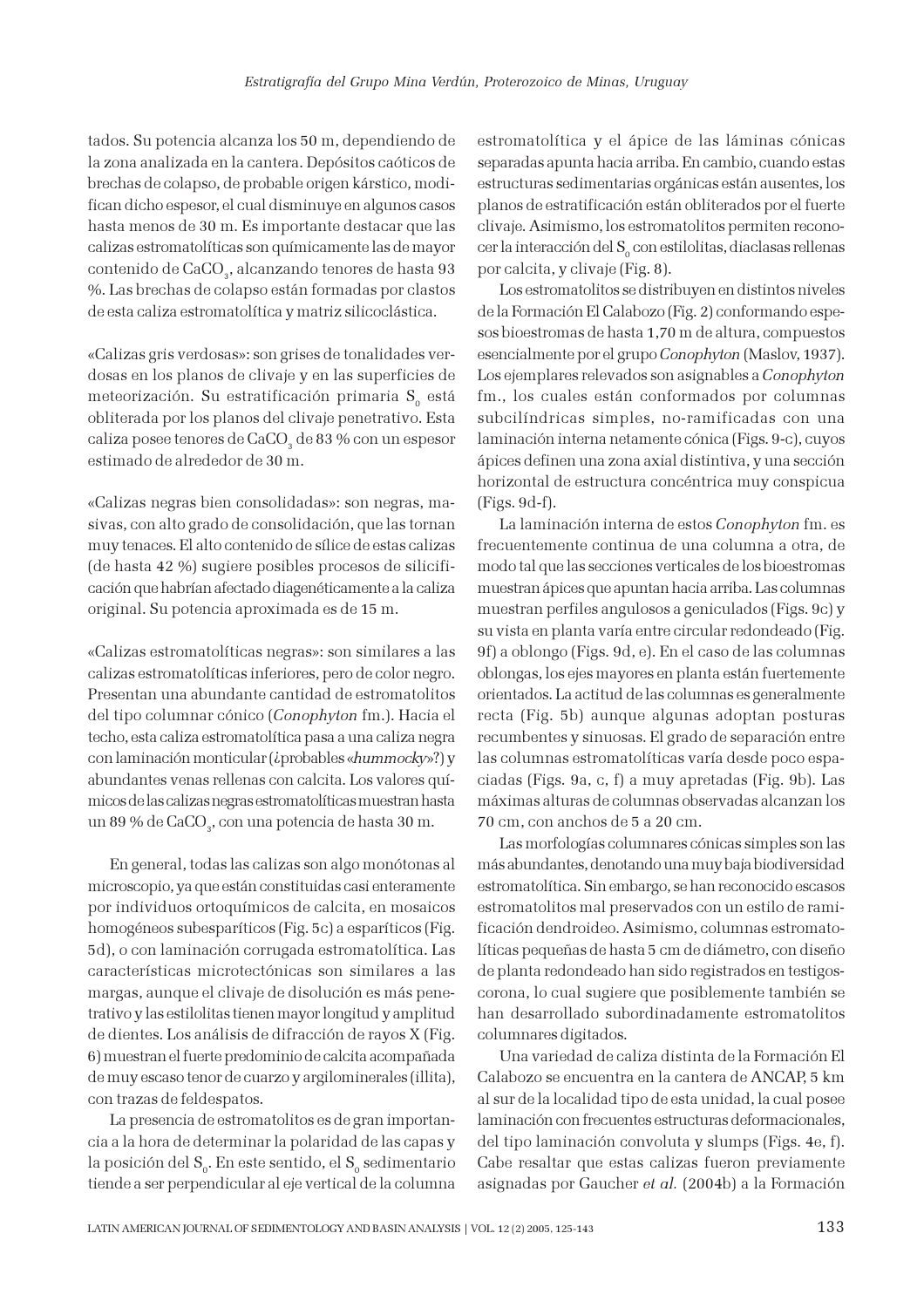tados. Su potencia alcanza los 50 m, dependiendo de la zona analizada en la cantera. Depósitos caóticos de brechas de colapso, de probable origen kárstico, modifican dicho espesor, el cual disminuye en algunos casos hasta menos de 30 m. Es importante destacar que las calizas estromatolíticas son químicamente las de mayor contenido de $CaCO_3$, alcanzando tenores de hasta 93 %. Las brechas de colapso están formadas por clastos de esta caliza estromatolítica y matriz silicoclástica.

«Calizas gris verdosas»: son grises de tonalidades verdosas en los planos de clivaje y en las superficies de meteorización. Su estratificación primaria $S_0$ está obliterada por los planos del clivaje penetrativo. Esta caliza posee tenores de $CaCO_3$ de 83 % con un espesor estimado de alrededor de 30 m.

«Calizas negras bien consolidadas»: son negras, masivas, con alto grado de consolidación, que las tornan muy tenaces. El alto contenido de sílice de estas calizas (de hasta 42 %) sugiere posibles procesos de silicificación que habrían afectado diagenéticamente a la caliza original. Su potencia aproximada es de 15 m.

«Calizas estromatolíticas negras»: son similares a las calizas estromatolíticas inferiores, pero de color negro. Presentan una abundante cantidad de estromatolitos del tipo columnar cónico (*Conophyton* fm.). Hacia el techo, esta caliza estromatolítica pasa a una caliza negra con laminación monticular (¿probables «*hummocky*»?) y abundantes venas rellenas con calcita. Los valores químicos de las calizas negras estromatolíticas muestran hasta un 89 % de $CaCO_3$, con una potencia de hasta 30 m.

En general, todas las calizas son algo monótonas al microscopio, ya que están constituidas casi enteramente por individuos ortoquímicos de calcita, en mosaicos homogéneos subesparíticos (Fig. 5c) a esparíticos (Fig. 5d), o con laminación corrugada estromatolítica. Las características microtectónicas son similares a las margas, aunque el clivaje de disolución es más penetrativo y las estilolitas tienen mayor longitud y amplitud de dientes. Los análisis de difracción de rayos X (Fig. 6) muestran el fuerte predominio de calcita acompañada de muy escaso tenor de cuarzo y argilominerales (illita), con trazas de feldespatos.

La presencia de estromatolitos es de gran importancia a la hora de determinar la polaridad de las capas y la posición del $S_0$. En este sentido, el $S_0$ sedimentario tiende a ser perpendicular al eje vertical de la columna estromatolítica y el ápice de las láminas cónicas separadas apunta hacia arriba. En cambio, cuando estas estructuras sedimentarias orgánicas están ausentes, los planos de estratificación están obliterados por el fuerte clivaje. Asimismo, los estromatolitos permiten reconocer la interacción del $S_0$ con estilolitas, diaclasas rellenas por calcita, y clivaje (Fig. 8).

Los estromatolitos se distribuyen en distintos niveles de la Formación El Calabozo (Fig. 2) conformando espesos bioestromas de hasta 1,70 m de altura, compuestos esencialmente por el grupo *Conophyton* (Maslov, 1937). Los ejemplares relevados son asignables a *Conophyton* fm., los cuales están conformados por columnas subcilíndricas simples, no-ramificadas con una laminación interna netamente cónica (Figs. 9-c), cuyos ápices definen una zona axial distintiva, y una sección horizontal de estructura concéntrica muy conspicua (Figs. 9d-f).

La laminación interna de estos *Conophyton* fm. es frecuentemente continua de una columna a otra, de modo tal que las secciones verticales de los bioestromas muestran ápices que apuntan hacia arriba. Las columnas muestran perfiles angulosos a geniculados (Figs. 9c) y su vista en planta varía entre circular redondeado (Fig. 9f) a oblongo (Figs. 9d, e). En el caso de las columnas oblongas, los ejes mayores en planta están fuertemente orientados. La actitud de las columnas es generalmente recta (Fig. 5b) aunque algunas adoptan posturas recumbentes y sinuosas. El grado de separación entre las columnas estromatolíticas varía desde poco espaciadas (Figs. 9a, c, f) a muy apretadas (Fig. 9b). Las máximas alturas de columnas observadas alcanzan los 70 cm, con anchos de 5 a 20 cm.

Las morfologías columnares cónicas simples son las más abundantes, denotando una muy baja biodiversidad estromatolítica. Sin embargo, se han reconocido escasos estromatolitos mal preservados con un estilo de ramificación dendroideo. Asimismo, columnas estromatolíticas pequeñas de hasta 5 cm de diámetro, con diseño de planta redondeado han sido registrados en testigos-corona, lo cual sugiere que posiblemente también se han desarrollado subordinadamente estromatolitos columnares digitados.

Una variedad de caliza distinta de la Formación El Calabozo se encuentra en la cantera de ANCAP, 5 km al sur de la localidad tipo de esta unidad, la cual posee laminación con frecuentes estructuras deformacionales, del tipo laminación convoluta y slumps (Figs. 4e, f). Cabe resaltar que estas calizas fueron previamente asignadas por Gaucher *et al.* (2004b) a la Formación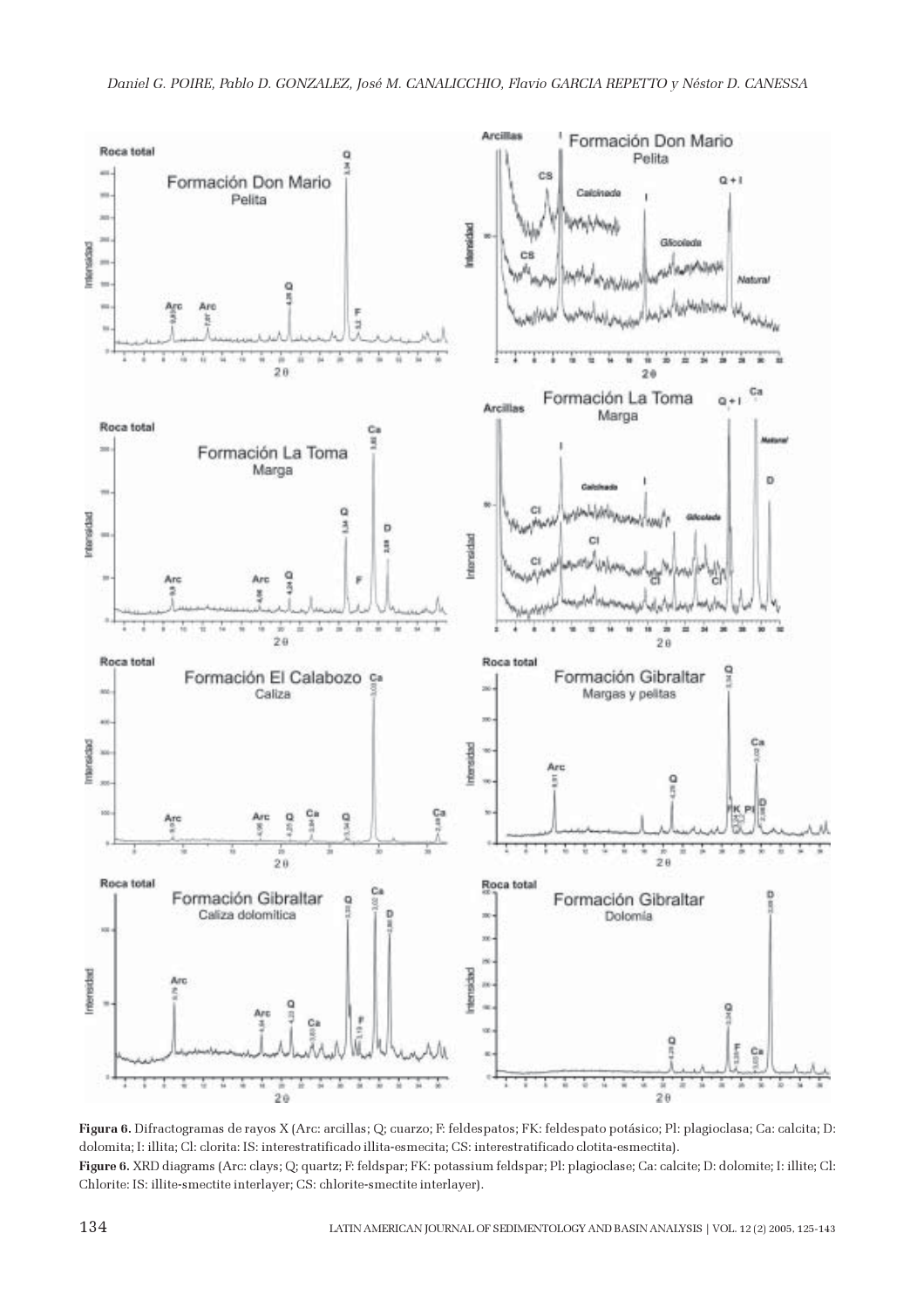**Figura 6.** Difractogramas de rayos X (Arc: arcillas; Q; cuarzo; F: feldespatos; FK: feldespato potásico; Pl: plagioclasa; Ca: calcita; D: dolomita; I: illita; Cl: clorita: IS: interestratificado illita-esmecita; CS: interestratificado clotita-esmectita).

**Figure 6.** XRD diagrams (Arc: clays; Q; quartz; F: feldspar; FK: potassium feldspar; Pl: plagioclase; Ca: calcite; D: dolomite; I: illite; Cl: Chlorite: IS: illite-smectite interlayer; CS: chlorite-smectite interlayer).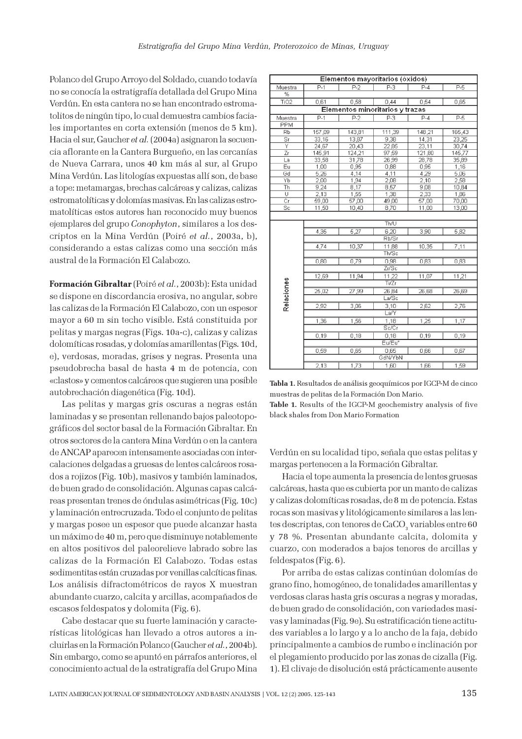Polanco del Grupo Arroyo del Soldado, cuando todavía no se conocía la estratigrafía detallada del Grupo Mina Verdún. En esta cantera no se han encontrado estromatolitos de ningún tipo, lo cual demuestra cambios faciales importantes en corta extensión (menos de 5 km). Hacia el sur, Gaucher *et al.* (2004a) asignaron la secuencia aflorante en la Cantera Burgueño, en las cercanías de Nueva Carrara, unos 40 km más al sur, al Grupo Mina Verdún. Las litologías expuestas allí son, de base a tope: metamargas, brechas calcáreas y calizas, calizas estromatolíticas y dolomías masivas. En las calizas estromatolíticas estos autores han reconocido muy buenos ejemplares del grupo *Conophyton*, similares a los descriptos en la Mina Verdún (Poiré *et al.*, 2003a, b), considerando a estas calizas como una sección más austral de la Formación El Calabozo.

**Formación Gibraltar** (Poiré *et al.*, 2003b): Esta unidad se dispone en discordancia erosiva, no angular, sobre las calizas de la Formación El Calabozo, con un espesor mayor a 60 m sin techo visible. Está constituida por pelitas y margas negras (Figs. 10a-c), calizas y calizas dolomíticas rosadas, y dolomías amarillentas (Figs. 10d, e), verdosas, moradas, grises y negras. Presenta una pseudobrecha basal de hasta 4 m de potencia, con «clastos» y cementos calcáreos que sugieren una posible autobrechación diagenética (Fig. 10d).

Las pelitas y margas gris oscuras a negras están laminadas y se presentan rellenando bajos paleotopográficos del sector basal de la Formación Gibraltar. En otros sectores de la cantera Mina Verdún o en la cantera de ANCAP aparecen intensamente asociadas con intercalaciones delgadas a gruesas de lentes calcáreos rosados a rojizos (Fig. 10b), masivos y también laminados, de buen grado de consolidación. Algunas capas calcáreas presentan trenes de óndulas asimétricas (Fig. 10c) y laminación entrecruzada. Todo el conjunto de pelitas y margas posee un espesor que puede alcanzar hasta un máximo de 40 m, pero que disminuye notablemente en altos positivos del paleorelieve labrado sobre las calizas de la Formación El Calabozo. Todas estas sedimentitas están cruzadas por venillas calcíticas finas. Los análisis difractométricos de rayos X muestran abundante cuarzo, calcita y arcillas, acompañados de escasos feldespatos y dolomita (Fig. 6).

Cabe destacar que su fuerte laminación y características litológicas han llevado a otros autores a incluirlas en la Formación Polanco (Gaucher *et al.*, 2004b). Sin embargo, como se apuntó en párrafos anteriores, el conocimiento actual de la estratigrafía del Grupo Mina Verdún en su localidad tipo, señala que estas pelitas y margas pertenecen a la Formación Gibraltar.

| Elementos mayoritarios (óxidos) | | | | | |
|---|---|---|---|---|---|
| Muestra | P-1 | P-2 | P-3 | P-4 | P-5 |
| % | | | | | |
| TiO2 | 0,61 | 0,58 | 0,44 | 0,54 | 0,65 |
| **Elementos minoritarios y trazas** | | | | | |
| Muestra | P-1 | P-2 | P-3 | P-4 | P-5 |
| PPM | | | | | |
| Rb | 157,09 | 143,81 | 111,39 | 148,21 | 165,43 |
| Sr | 33,16 | 13,87 | 9,38 | 14,31 | 23,25 |
| Y | 24,67 | 20,43 | 22,85 | 23,11 | 30,74 |
| Zr | 145,91 | 124,21 | 97,59 | 121,80 | 145,77 |
| La | 33,58 | 31,78 | 26,99 | 28,78 | 35,89 |
| Eu | 1,00 | 0,95 | 0,88 | 0,95 | 1,16 |
| Gd | 5,26 | 4,14 | 4,11 | 4,29 | 5,06 |
| Yb | 2,00 | 1,94 | 2,08 | 2,10 | 2,58 |
| Th | 9,24 | 8,17 | 8,57 | 9,08 | 10,84 |
| U | 2,13 | 1,55 | 1,38 | 2,33 | 1,86 |
| Cr | 59,00 | 57,00 | 49,00 | 57,00 | 70,00 |
| Sc | 11,50 | 10,40 | 8,70 | 11,00 | 13,00 |
| **Relaciones** | | | | | |
| Th/U | 4,35 | 5,27 | 6,20 | 3,90 | 5,82 |
| Rb/Sr | 4,74 | 10,37 | 11,88 | 10,35 | 7,11 |
| Th/Sc | 0,80 | 0,79 | 0,98 | 0,83 | 0,83 |
| Zr/Sc | 12,69 | 11,94 | 11,22 | 11,07 | 11,21 |
| Ti/Zr | 25,02 | 27,99 | 26,84 | 26,68 | 26,69 |
| La/Sc | 2,92 | 3,06 | 3,10 | 2,62 | 2,76 |
| La/Y | 1,36 | 1,56 | 1,18 | 1,25 | 1,17 |
| Sc/Cr | 0,19 | 0,18 | 0,18 | 0,19 | 0,19 |
| Eu/Eu* | 0,59 | 0,65 | 0,65 | 0,66 | 0,67 |
| GdN/YbN | 2,13 | 1,73 | 1,60 | 1,66 | 1,59 |

**Tabla 1.** Resultados de análisis geoquímicos por IGCP-M de cinco muestras de pelitas de la Formación Don Mario.
**Table 1.** Results of the IGCP-M geochemistry analysis of five black shales from Don Mario Formation

Hacia el tope aumenta la presencia de lentes gruesas calcáreas, hasta que es cubierta por un manto de calizas y calizas dolomíticas rosadas, de 8 m de potencia. Estas rocas son masivas y litológicamente similares a las lentes descriptas, con tenores de $CaCO_3$ variables entre 60 y 78 %. Presentan abundante calcita, dolomita y cuarzo, con moderados a bajos tenores de arcillas y feldespatos (Fig. 6).

Por arriba de estas calizas continúan dolomías de grano fino, homogéneo, de tonalidades amarillentas y verdosas claras hasta gris oscuras a negras y moradas, de buen grado de consolidación, con variedades masivas y laminadas (Fig. 9e). Su estratificación tiene actitudes variables a lo largo y a lo ancho de la faja, debido principalmente a cambios de rumbo e inclinación por el plegamiento producido por las zonas de cizalla (Fig. 1). El clivaje de disolución está prácticamente ausente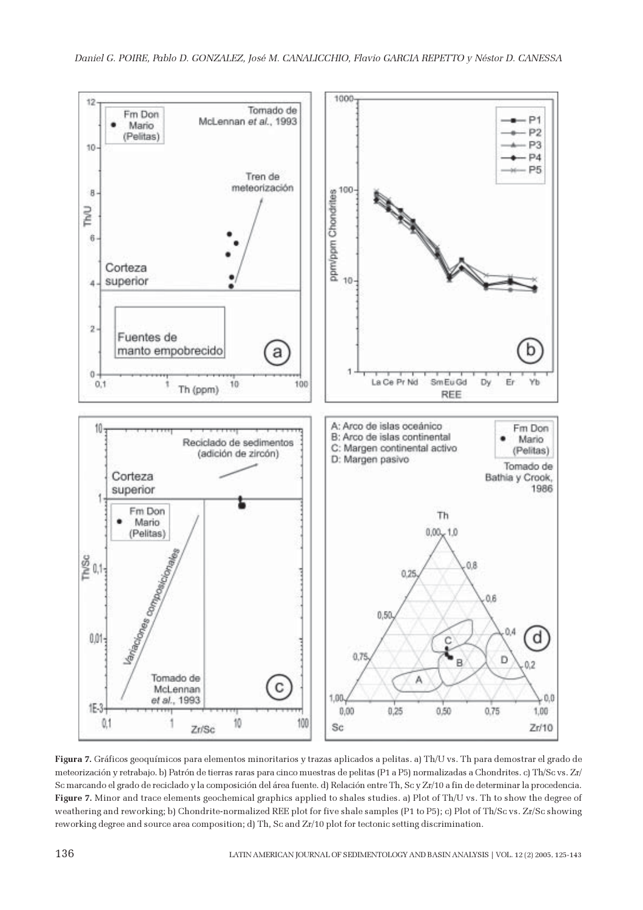**Figura 7.** Gráficos geoquímicos para elementos minoritarios y trazas aplicados a pelitas. a) Th/U vs. Th para demostrar el grado de meteorización y retrabajo. b) Patrón de tierras raras para cinco muestras de pelitas (P1 a P5) normalizadas a Chondrites. c) Th/Sc vs. Zr/Sc marcando el grado de reciclado y la composición del área fuente. d) Relación entre Th, Sc y Zr/10 a fin de determinar la procedencia.
**Figure 7.** Minor and trace elements geochemical graphics applied to shales studies. a) Plot of Th/U vs. Th to show the degree of weathering and reworking; b) Chondrite-normalized REE plot for five shale samples (P1 to P5); c) Plot of Th/Sc vs. Zr/Sc showing reworking degree and source area composition; d) Th, Sc and Zr/10 plot for tectonic setting discrimination.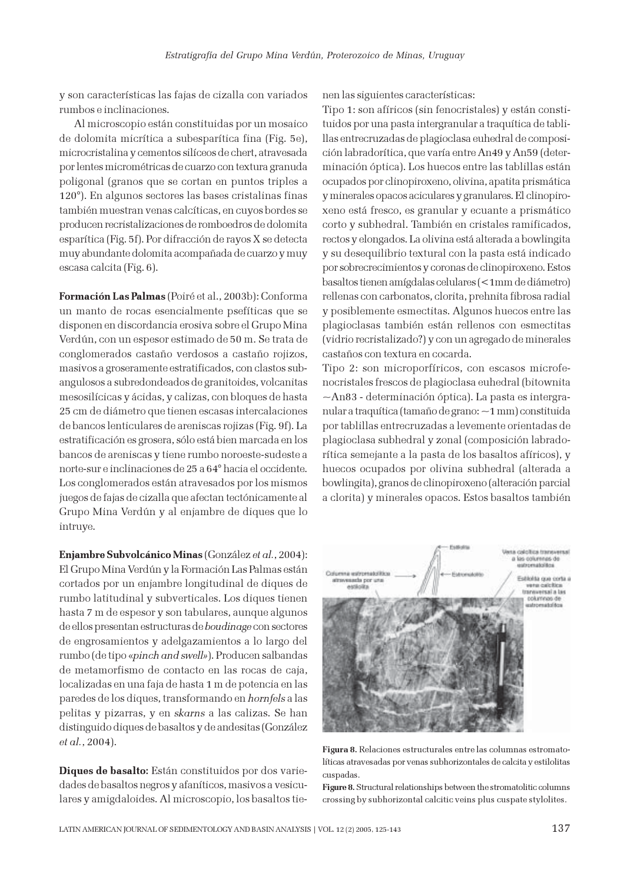y son características las fajas de cizalla con variados rumbos e inclinaciones.

Al microscopio están constituidas por un mosaico de dolomita micrítica a subesparítica fina (Fig. 5e), microcristalina y cementos silíceos de chert, atravesada por lentes micrométricas de cuarzo con textura granuda poligonal (granos que se cortan en puntos triples a 120°). En algunos sectores las bases cristalinas finas también muestran venas calcíticas, en cuyos bordes se producen recristalizaciones de romboedros de dolomita esparítica (Fig. 5f). Por difracción de rayos X se detecta muy abundante dolomita acompañada de cuarzo y muy escasa calcita (Fig. 6).

**Formación Las Palmas** (Poiré et al., 2003b): Conforma un manto de rocas esencialmente psefíticas que se disponen en discordancia erosiva sobre el Grupo Mina Verdún, con un espesor estimado de 50 m. Se trata de conglomerados castaño verdosos a castaño rojizos, masivos a groseramente estratificados, con clastos subangulosos a subredondeados de granitoides, volcanitas mesosilícicas y ácidas, y calizas, con bloques de hasta 25 cm de diámetro que tienen escasas intercalaciones de bancos lenticulares de areniscas rojizas (Fig. 9f). La estratificación es grosera, sólo está bien marcada en los bancos de areniscas y tiene rumbo noroeste-sudeste a norte-sur e inclinaciones de 25 a 64° hacia el occidente. Los conglomerados están atravesados por los mismos juegos de fajas de cizalla que afectan tectónicamente al Grupo Mina Verdún y al enjambre de diques que lo intruye.

**Enjambre Subvolcánico Minas** (González *et al.*, 2004): El Grupo Mina Verdún y la Formación Las Palmas están cortados por un enjambre longitudinal de diques de rumbo latitudinal y subverticales. Los diques tienen hasta 7 m de espesor y son tabulares, aunque algunos de ellos presentan estructuras de *boudinage* con sectores de engrosamientos y adelgazamientos a lo largo del rumbo (de tipo «*pinch and swell*»). Producen salbandas de metamorfismo de contacto en las rocas de caja, localizadas en una faja de hasta 1 m de potencia en las paredes de los diques, transformando en *hornfels* a las pelitas y pizarras, y en *skarns* a las calizas. Se han distinguido diques de basaltos y de andesitas (González *et al.*, 2004).

**Diques de basalto:** Están constituidos por dos variedades de basaltos negros y afaníticos, masivos a vesiculares y amigdaloides. Al microscopio, los basaltos tienen las siguientes características:

Tipo 1: son afíricos (sin fenocristales) y están constituidos por una pasta intergranular a traquítica de tablillas entrecruzadas de plagioclasa euhedral de composición labradorítica, que varía entre An49 y An59 (determinación óptica). Los huecos entre las tablillas están ocupados por clinopiroxeno, olivina, apatita prismática y minerales opacos aciculares y granulares. El clinopiroxeno está fresco, es granular y ecuante a prismático corto y subhedral. También en cristales ramificados, rectos y elongados. La olivina está alterada a bowlingita y su desequilibrio textural con la pasta está indicado por sobrecrecimientos y coronas de clinopiroxeno. Estos basaltos tienen amígdalas celulares (<1mm de diámetro) rellenas con carbonatos, clorita, prehnita fibrosa radial y posiblemente esmectitas. Algunos huecos entre las plagioclasas también están rellenos con esmectitas (vidrio recristalizado?) y con un agregado de minerales castaños con textura en cocarda.

Tipo 2: son microporfíricos, con escasos microfenocristales frescos de plagioclasa euhedral (bitownita ~An83 - determinación óptica). La pasta es intergranular a traquítica (tamaño de grano: ~1 mm) constituida por tablillas entrecruzadas a levemente orientadas de plagioclasa subhedral y zonal (composición labradorítica semejante a la pasta de los basaltos afíricos), y huecos ocupados por olivina subhedral (alterada a bowlingita), granos de clinopiroxeno (alteración parcial a clorita) y minerales opacos. Estos basaltos también

**Figura 8.** Relaciones estructurales entre las columnas estromatolíticas atravesadas por venas subhorizontales de calcita y estilolitas cuspadas.

**Figure 8.** Structural relationships between the stromatolitic columns crossing by subhorizontal calcitic veins plus cuspate stylolites.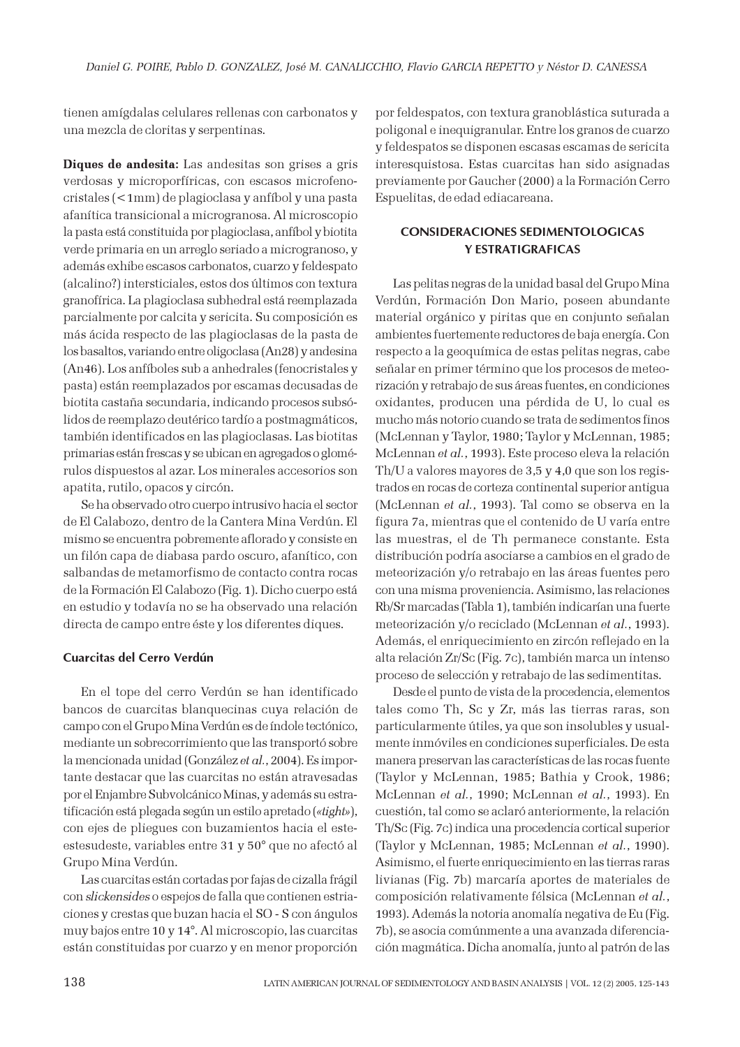tienen amígdalas celulares rellenas con carbonatos y una mezcla de cloritas y serpentinas.

**Diques de andesita:** Las andesitas son grises a gris verdosas y microporfíricas, con escasos microfenocristales (<1mm) de plagioclasa y anfíbol y una pasta afanítica transicional a micrograno­sa. Al microscopio la pasta está constituida por plagioclasa, anfíbol y biotita verde primaria en un arreglo seriado a microgranoso, y además exhibe escasos carbonatos, cuarzo y feldespato (alcalino?) intersticiales, estos dos últimos con textura granofírica. La plagioclasa subhedral está reemplazada parcialmente por calcita y sericita. Su composición es más ácida respecto de las plagioclasas de la pasta de los basaltos, variando entre oligoclasa (An28) y andesina (An46). Los anfíboles sub a anhedrales (fenocristales y pasta) están reemplazados por escamas decusadas de biotita castaña secundaria, indicando procesos subsólidos de reemplazo deutérico tardío a postmagmáticos, también identificados en las plagioclasas. Las biotitas primarias están frescas y se ubican en agregados o glomérulos dispuestos al azar. Los minerales accesorios son apatita, rutilo, opacos y circón.

Se ha observado otro cuerpo intrusivo hacia el sector de El Calabozo, dentro de la Cantera Mina Verdún. El mismo se encuentra pobremente aflorado y consiste en un filón capa de diabasa pardo oscuro, afanítico, con salbandas de metamorfismo de contacto contra rocas de la Formación El Calabozo (Fig. 1). Dicho cuerpo está en estudio y todavía no se ha observado una relación directa de campo entre éste y los diferentes diques.

### Cuarcitas del Cerro Verdún

En el tope del cerro Verdún se han identificado bancos de cuarcitas blanquecinas cuya relación de campo con el Grupo Mina Verdún es de índole tectónico, mediante un sobrecorrimiento que las transportó sobre la mencionada unidad (González *et al.*, 2004). Es importante destacar que las cuarcitas no están atravesadas por el Enjambre Subvolcánico Minas, y además su estratificación está plegada según un estilo apretado (*«tight»*), con ejes de pliegues con buzamientos hacia el este-estesudeste, variables entre 31 y 50° que no afectó al Grupo Mina Verdún.

Las cuarcitas están cortadas por fajas de cizalla frágil con *slickensides* o espejos de falla que contienen estriaciones y crestas que buzan hacia el SO - S con ángulos muy bajos entre 10 y 14°. Al microscopio, las cuarcitas están constituidas por cuarzo y en menor proporción por feldespatos, con textura granoblástica suturada a poligonal e inequigranular. Entre los granos de cuarzo y feldespatos se disponen escasas escamas de sericita interesquistosa. Estas cuarcitas han sido asignadas previamente por Gaucher (2000) a la Formación Cerro Espuelitas, de edad ediacareana.

## CONSIDERACIONES SEDIMENTOLOGICAS Y ESTRATIGRAFICAS

Las pelitas negras de la unidad basal del Grupo Mina Verdún, Formación Don Mario, poseen abundante material orgánico y piritas que en conjunto señalan ambientes fuertemente reductores de baja energía. Con respecto a la geoquímica de estas pelitas negras, cabe señalar en primer término que los procesos de meteorización y retrabajo de sus áreas fuentes, en condiciones oxidantes, producen una pérdida de U, lo cual es mucho más notorio cuando se trata de sedimentos finos (McLennan y Taylor, 1980; Taylor y McLennan, 1985; McLennan *et al.*, 1993). Este proceso eleva la relación Th/U a valores mayores de 3,5 y 4,0 que son los registrados en rocas de corteza continental superior antigua (McLennan *et al.*, 1993). Tal como se observa en la figura 7a, mientras que el contenido de U varía entre las muestras, el de Th permanece constante. Esta distribución podría asociarse a cambios en el grado de meteorización y/o retrabajo en las áreas fuentes pero con una misma proveniencia. Asimismo, las relaciones Rb/Sr marcadas (Tabla 1), también indicarían una fuerte meteorización y/o reciclado (McLennan *et al.*, 1993). Además, el enriquecimiento en zircón reflejado en la alta relación Zr/Sc (Fig. 7c), también marca un intenso proceso de selección y retrabajo de las sedimentitas.

Desde el punto de vista de la procedencia, elementos tales como Th, Sc y Zr, más las tierras raras, son particularmente útiles, ya que son insolubles y usualmente inmóviles en condiciones superficiales. De esta manera preservan las características de las rocas fuente (Taylor y McLennan, 1985; Bathia y Crook, 1986; McLennan *et al.*, 1990; McLennan *et al.*, 1993). En cuestión, tal como se aclaró anteriormente, la relación Th/Sc (Fig. 7c) indica una procedencia cortical superior (Taylor y McLennan, 1985; McLennan *et al.*, 1990). Asimismo, el fuerte enriquecimiento en las tierras raras livianas (Fig. 7b) marcaría aportes de materiales de composición relativamente félsica (McLennan *et al.*, 1993). Además la notoria anomalía negativa de Eu (Fig. 7b), se asocia comúnmente a una avanzada diferenciación magmática. Dicha anomalía, junto al patrón de las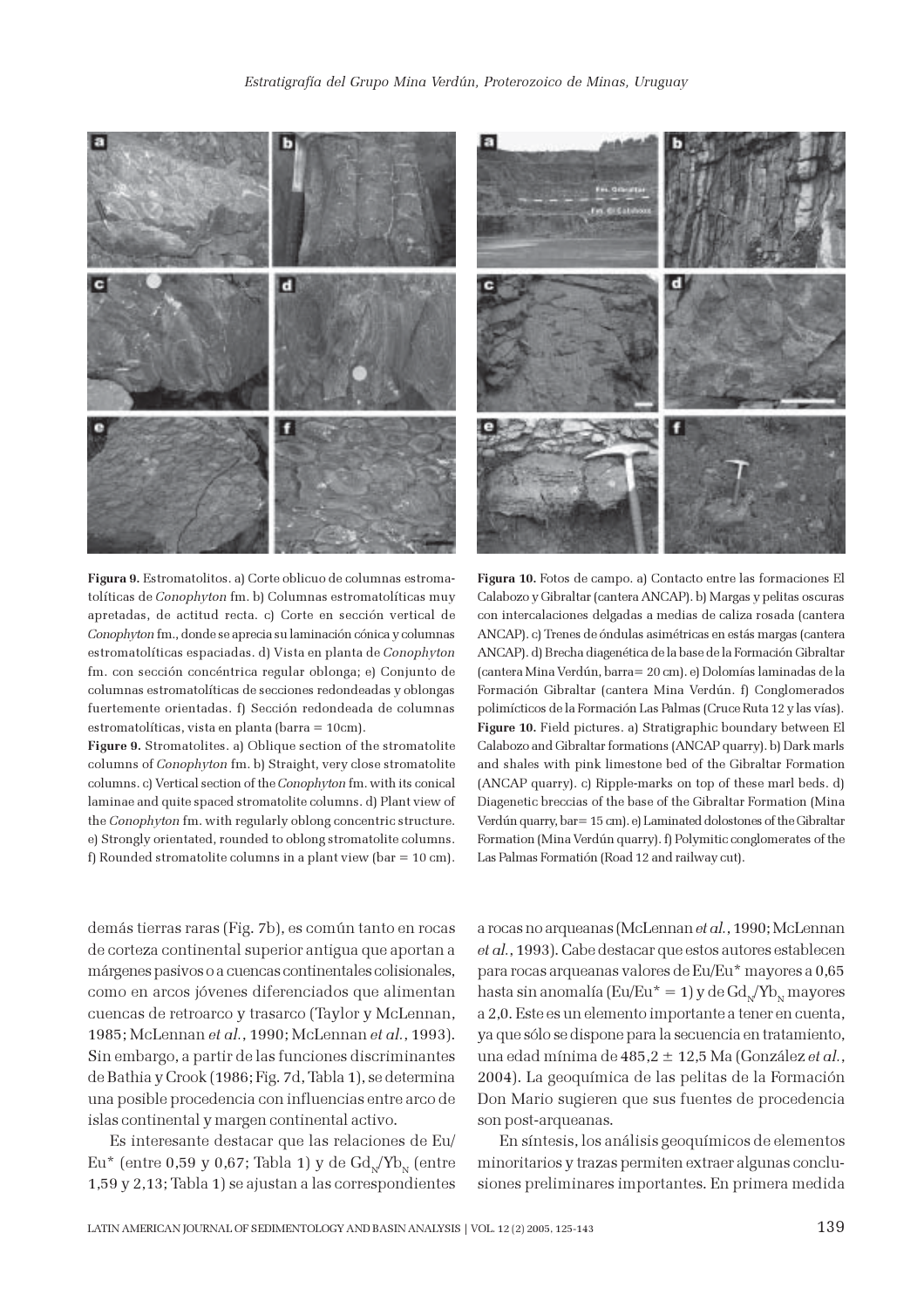**Figura 9.** Estromatolitos. a) Corte oblicuo de columnas estromatolíticas de *Conophyton* fm. b) Columnas estromatolíticas muy apretadas, de actitud recta. c) Corte en sección vertical de *Conophyton* fm., donde se aprecia su laminación cónica y columnas estromatolíticas espaciadas. d) Vista en planta de *Conophyton* fm. con sección concéntrica regular oblonga; e) Conjunto de columnas estromatolíticas de secciones redondeadas y oblongas fuertemente orientadas. f) Sección redondeada de columnas estromatolíticas, vista en planta (barra = 10cm).

**Figure 9.** Stromatolites. a) Oblique section of the stromatolite columns of *Conophyton* fm. b) Straight, very close stromatolite columns. c) Vertical section of the *Conophyton* fm. with its conical laminae and quite spaced stromatolite columns. d) Plant view of the *Conophyton* fm. with regularly oblong concentric structure. e) Strongly orientated, rounded to oblong stromatolite columns. f) Rounded stromatolite columns in a plant view (bar = 10 cm).

**Figura 10.** Fotos de campo. a) Contacto entre las formaciones El Calabozo y Gibraltar (cantera ANCAP). b) Margas y pelitas oscuras con intercalaciones delgadas a medias de caliza rosada (cantera ANCAP). c) Trenes de óndulas asimétricas en estás margas (cantera ANCAP). d) Brecha diagenética de la base de la Formación Gibraltar (cantera Mina Verdún, barra= 20 cm). e) Dolomías laminadas de la Formación Gibraltar (cantera Mina Verdún). f) Conglomerados polimícticos de la Formación Las Palmas (Cruce Ruta 12 y las vías).

**Figure 10.** Field pictures. a) Stratigraphic boundary between El Calabozo and Gibraltar formations (ANCAP quarry). b) Dark marls and shales with pink limestone bed of the Gibraltar Formation (ANCAP quarry). c) Ripple-marks on top of these marl beds. d) Diagenetic breccias of the base of the Gibraltar Formation (Mina Verdún quarry, bar= 15 cm). e) Laminated dolostones of the Gibraltar Formation (Mina Verdún quarry). f) Polymitic conglomerates of the Las Palmas Formatión (Road 12 and railway cut).

demás tierras raras (Fig. 7b), es común tanto en rocas de corteza continental superior antigua que aportan a márgenes pasivos o a cuencas continentales colisionales, como en arcos jóvenes diferenciados que alimentan cuencas de retroarco y trasarco (Taylor y McLennan, 1985; McLennan *et al.*, 1990; McLennan *et al.*, 1993). Sin embargo, a partir de las funciones discriminantes de Bathia y Crook (1986; Fig. 7d, Tabla 1), se determina una posible procedencia con influencias entre arco de islas continental y margen continental activo.

Es interesante destacar que las relaciones de Eu/Eu* (entre 0,59 y 0,67; Tabla 1) y de $Gd_N/Yb_N$ (entre 1,59 y 2,13; Tabla 1) se ajustan a las correspondientes a rocas no arqueanas (McLennan *et al.*, 1990; McLennan *et al.*, 1993). Cabe destacar que estos autores establecen para rocas arqueanas valores de Eu/Eu* mayores a 0,65 hasta sin anomalía (Eu/Eu* = 1) y de $Gd_N/Yb_N$ mayores a 2,0. Este es un elemento importante a tener en cuenta, ya que sólo se dispone para la secuencia en tratamiento, una edad mínima de 485,2 ± 12,5 Ma (González *et al.*, 2004). La geoquímica de las pelitas de la Formación Don Mario sugieren que sus fuentes de procedencia son post-arqueanas.

En síntesis, los análisis geoquímicos de elementos minoritarios y trazas permiten extraer algunas conclusiones preliminares importantes. En primera medida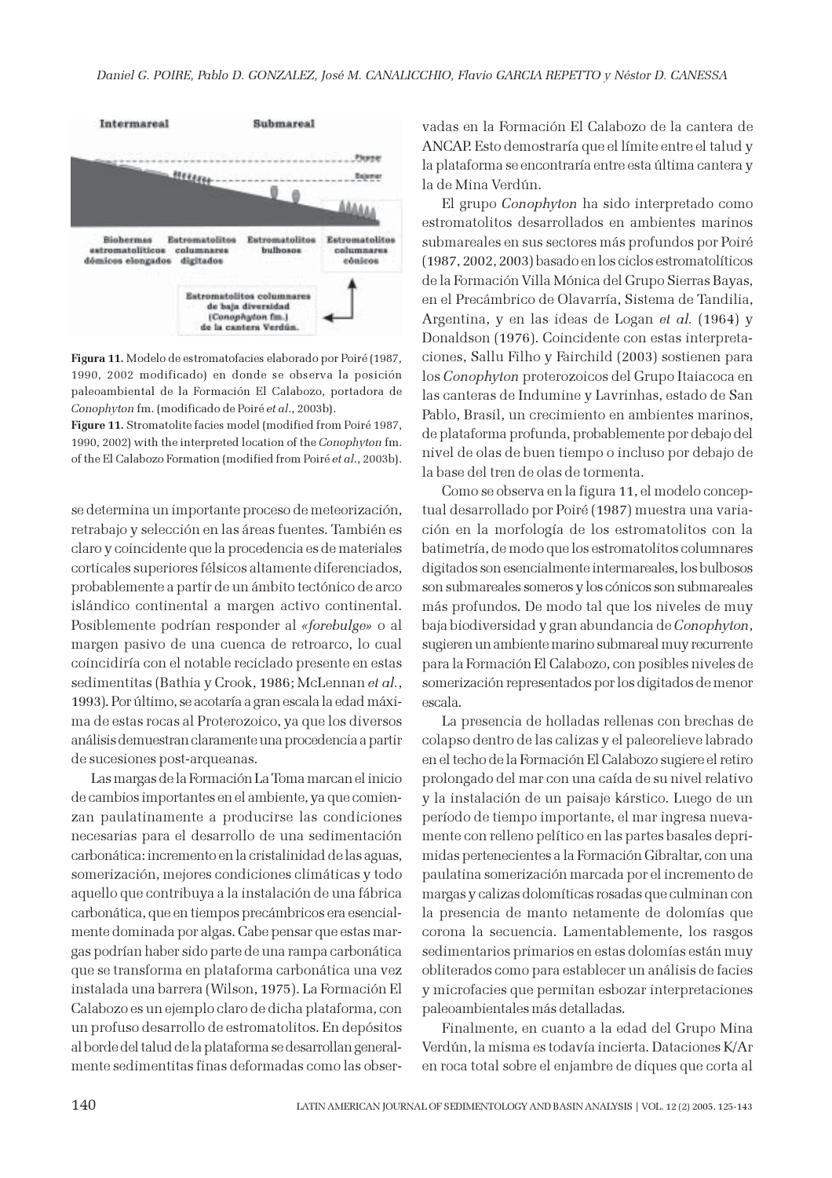**Figura 11.** Modelo de estromatofacies elaborado por Poiré (1987, 1990, 2002 modificado) en donde se observa la posición paleoambiental de la Formación El Calabozo, portadora de *Conophyton* fm. (modificado de Poiré *et al*., 2003b).

**Figure 11.** Stromatolite facies model (modified from Poiré 1987, 1990, 2002) with the interpreted location of the *Conophyton* fm. of the El Calabozo Formation (modified from Poiré *et al*., 2003b).

se determina un importante proceso de meteorización, retrabajo y selección en las áreas fuentes. También es claro y coincidente que la procedencia es de materiales corticales superiores félsicos altamente diferenciados, probablemente a partir de un ámbito tectónico de arco isléndico continental a margen activo continental. Posiblemente podrían responder al «*forebulge*» o al margen pasivo de una cuenca de retroarco, lo cual coincidiría con el notable reciclado presente en estas sedimentitas (Bathia y Crook, 1986; McLennan *et al.*, 1993). Por último, se acotaría a gran escala la edad máxima de estas rocas al Proterozoico, ya que los diversos análisis demuestran claramente una procedencia a partir de sucesiones post-arqueanas.

Las margas de la Formación La Toma marcan el inicio de cambios importantes en el ambiente, ya que comienzan paulatinamente a producirse las condiciones necesarias para el desarrollo de una sedimentación carbonática: incremento en la cristalinidad de las aguas, somerización, mejores condiciones climáticas y todo aquello que contribuya a la instalación de una fábrica carbonática, que en tiempos precámbricos era esencialmente dominada por algas. Cabe pensar que estas margas podrían haber sido parte de una rampa carbonática que se transforma en plataforma carbonática una vez instalada una barrera (Wilson, 1975). La Formación El Calabozo es un ejemplo claro de dicha plataforma, con un profuso desarrollo de estromatolitos. En depósitos al borde del talud de la plataforma se desarrollan generalmente sedimentitas finas deformadas como las observadas en la Formación El Calabozo de la cantera de ANCAP. Esto demostraría que el límite entre el talud y la plataforma se encontraría entre esta última cantera y la de Mina Verdún.

El grupo *Conophyton* ha sido interpretado como estromatolitos desarrollados en ambientes marinos submareales en sus sectores más profundos por Poiré (1987, 2002, 2003) basado en los ciclos estromatolíticos de la Formación Villa Mónica del Grupo Sierras Bayas, en el Precámbrico de Olavarría, Sistema de Tandilia, Argentina, y en las ideas de Logan *et al.* (1964) y Donaldson (1976). Coincidente con estas interpretaciones, Sallu Filho y Fairchild (2003) sostienen para los *Conophyton* proterozoicos del Grupo Itaiacoca en las canteras de Indumine y Lavrinhas, estado de San Pablo, Brasil, un crecimiento en ambientes marinos, de plataforma profunda, probablemente por debajo del nivel de olas de buen tiempo o incluso por debajo de la base del tren de olas de tormenta.

Como se observa en la figura 11, el modelo conceptual desarrollado por Poiré (1987) muestra una variación en la morfología de los estromatolitos con la batimetría, de modo que los estromatolitos columnares digitados son esencialmente intermareales, los bulbosos son submareales someros y los cónicos son submareales más profundos. De modo tal que los niveles de muy baja biodiversidad y gran abundancia de *Conophyton*, sugieren un ambiente marino submareal muy recurrente para la Formación El Calabozo, con posibles niveles de somerización representados por los digitados de menor escala.

La presencia de holladas rellenas con brechas de colapso dentro de las calizas y el paleorelieve labrado en el techo de la Formación El Calabozo sugiere el retiro prolongado del mar con una caída de su nivel relativo y la instalación de un paisaje kárstico. Luego de un período de tiempo importante, el mar ingresa nuevamente con relleno pelítico en las partes basales deprimidas pertenecientes a la Formación Gibraltar, con una paulatina somerización marcada por el incremento de margas y calizas dolomíticas rosadas que culminan con la presencia de manto netamente de dolomías que corona la secuencia. Lamentablemente, los rasgos sedimentarios primarios en estas dolomías están muy obliterados como para establecer un análisis de facies y microfacies que permitan esbozar interpretaciones paleoambientales más detalladas.

Finalmente, en cuanto a la edad del Grupo Mina Verdún, la misma es todavía incierta. Dataciones K/Ar en roca total sobre el enjambre de diques que corta al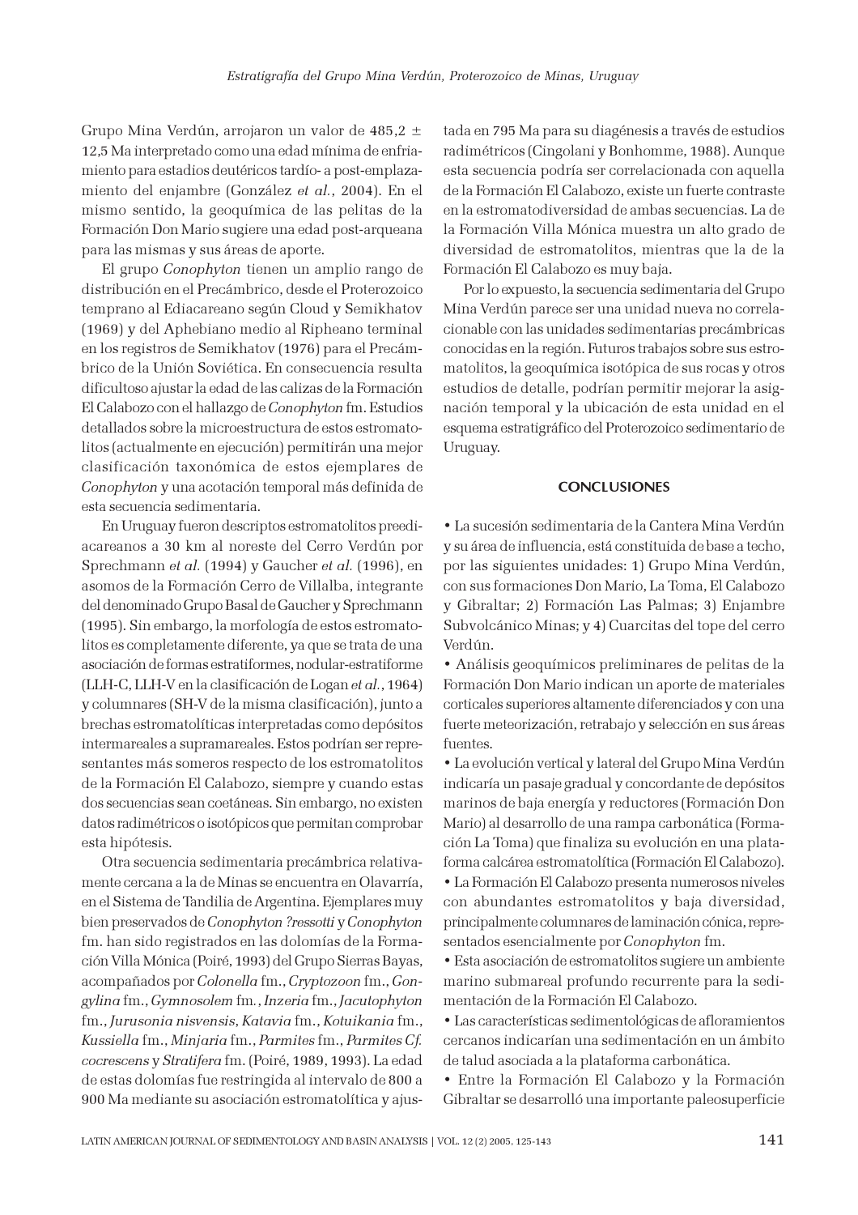Grupo Mina Verdún, arrojaron un valor de 485,2 ± 12,5 Ma interpretado como una edad mínima de enfriamiento para estadios deutéricos tardío- a post-emplazamiento del enjambre (González *et al.*, 2004). En el mismo sentido, la geoquímica de las pelitas de la Formación Don Mario sugiere una edad post-arqueana para las mismas y sus áreas de aporte.

El grupo *Conophyton* tienen un amplio rango de distribución en el Precámbrico, desde el Proterozoico temprano al Ediacareano según Cloud y Semikhatov (1969) y del Aphebiano medio al Ripheano terminal en los registros de Semikhatov (1976) para el Precámbrico de la Unión Soviética. En consecuencia resulta dificultoso ajustar la edad de las calizas de la Formación El Calabozo con el hallazgo de *Conophyton* fm. Estudios detallados sobre la microestructura de estos estromatolitos (actualmente en ejecución) permitirán una mejor clasificación taxonómica de estos ejemplares de *Conophyton* y una acotación temporal más definida de esta secuencia sedimentaria.

En Uruguay fueron descriptos estromatolitos preediacareanos a 30 km al noreste del Cerro Verdún por Sprechmann *et al.* (1994) y Gaucher *et al.* (1996), en asomos de la Formación Cerro de Villalba, integrante del denominado Grupo Basal de Gaucher y Sprechmann (1995). Sin embargo, la morfología de estos estromatolitos es completamente diferente, ya que se trata de una asociación de formas estratiformes, nodular-estratiforme (LLH-C, LLH-V en la clasificación de Logan *et al.*, 1964) y columnares (SH-V de la misma clasificación), junto a brechas estromatolíticas interpretadas como depósitos intermareales a supramareales. Estos podrían ser representantes más someros respecto de los estromatolitos de la Formación El Calabozo, siempre y cuando estas dos secuencias sean coetáneas. Sin embargo, no existen datos radimétricos o isotópicos que permitan comprobar esta hipótesis.

Otra secuencia sedimentaria precámbrica relativamente cercana a la de Minas se encuentra en Olavarría, en el Sistema de Tandilia de Argentina. Ejemplares muy bien preservados de *Conophyton ?ressotti* y *Conophyton* fm. han sido registrados en las dolomías de la Formación Villa Mónica (Poiré, 1993) del Grupo Sierras Bayas, acompañados por *Colonella* fm., *Cryptozoon* fm., *Gongylina* fm., *Gymnosolem* fm., *Inzeria* fm., *Jacutophyton* fm., *Jurusonia nisvensis*, *Katavia* fm., *Kotuikania* fm., *Kussiella* fm., *Minjaria* fm., *Parmites* fm., *Parmites Cf. cocrescens* y *Stratifera* fm. (Poiré, 1989, 1993). La edad de estas dolomías fue restringida al intervalo de 800 a 900 Ma mediante su asociación estromatolítica y ajustada en 795 Ma para su diagénesis a través de estudios radimétricos (Cingolani y Bonhomme, 1988). Aunque esta secuencia podría ser correlacionada con aquella de la Formación El Calabozo, existe un fuerte contraste en la estromatodiversidad de ambas secuencias. La de la Formación Villa Mónica muestra un alto grado de diversidad de estromatolitos, mientras que la de la Formación El Calabozo es muy baja.

Por lo expuesto, la secuencia sedimentaria del Grupo Mina Verdún parece ser una unidad nueva no correlacionable con las unidades sedimentarias precámbricas conocidas en la región. Futuros trabajos sobre sus estromatolitos, la geoquímica isotópica de sus rocas y otros estudios de detalle, podrían permitir mejorar la asignación temporal y la ubicación de esta unidad en el esquema estratigráfico del Proterozoico sedimentario de Uruguay.

## CONCLUSIONES

- La sucesión sedimentaria de la Cantera Mina Verdún y su área de influencia, está constituida de base a techo, por las siguientes unidades: 1) Grupo Mina Verdún, con sus formaciones Don Mario, La Toma, El Calabozo y Gibraltar; 2) Formación Las Palmas; 3) Enjambre Subvolcánico Minas; y 4) Cuarcitas del tope del cerro Verdún.
- Análisis geoquímicos preliminares de pelitas de la Formación Don Mario indican un aporte de materiales corticales superiores altamente diferenciados y con una fuerte meteorización, retrabajo y selección en sus áreas fuentes.
- La evolución vertical y lateral del Grupo Mina Verdún indicaría un pasaje gradual y concordante de depósitos marinos de baja energía y reductores (Formación Don Mario) al desarrollo de una rampa carbonática (Formación La Toma) que finaliza su evolución en una plataforma calcárea estromatolítica (Formación El Calabozo).
- La Formación El Calabozo presenta numerosos niveles con abundantes estromatolitos y baja diversidad, principalmente columnares de laminación cónica, representados esencialmente por *Conophyton* fm.
- Esta asociación de estromatolitos sugiere un ambiente marino submareal profundo recurrente para la sedimentación de la Formación El Calabozo.
- Las características sedimentológicas de afloramientos cercanos indicarían una sedimentación en un ámbito de talud asociada a la plataforma carbonática.
- Entre la Formación El Calabozo y la Formación Gibraltar se desarrolló una importante paleosuperficie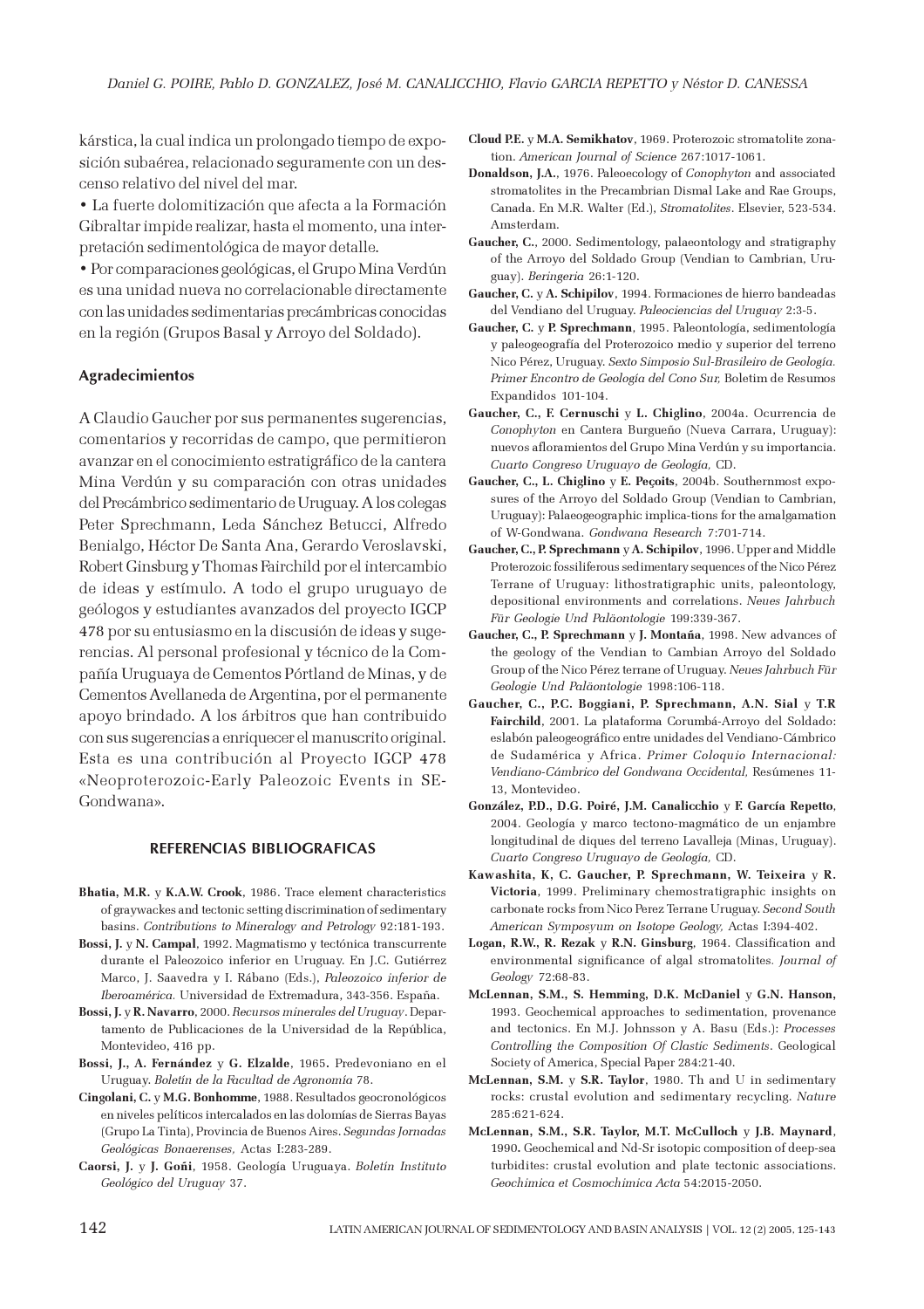kárstica, la cual indica un prolongado tiempo de exposición subaérea, relacionado seguramente con un descenso relativo del nivel del mar.

• La fuerte dolomitización que afecta a la Formación Gibraltar impide realizar, hasta el momento, una interpretación sedimentológica de mayor detalle.

• Por comparaciones geológicas, el Grupo Mina Verdún es una unidad nueva no correlacionable directamente con las unidades sedimentarias precámbricas conocidas en la región (Grupos Basal y Arroyo del Soldado).

## Agradecimientos

A Claudio Gaucher por sus permanentes sugerencias, comentarios y recorridas de campo, que permitieron avanzar en el conocimiento estratigráfico de la cantera Mina Verdún y su comparación con otras unidades del Precámbrico sedimentario de Uruguay. A los colegas Peter Sprechmann, Leda Sánchez Betucci, Alfredo Benialgo, Héctor De Santa Ana, Gerardo Veroslavski, Robert Ginsburg y Thomas Fairchild por el intercambio de ideas y estímulo. A todo el grupo uruguayo de geólogos y estudiantes avanzados del proyecto IGCP 478 por su entusiasmo en la discusión de ideas y sugerencias. Al personal profesional y técnico de la Compañía Uruguaya de Cementos Pórtland de Minas, y de Cementos Avellaneda de Argentina, por el permanente apoyo brindado. A los árbitros que han contribuido con sus sugerencias a enriquecer el manuscrito original. Esta es una contribución al Proyecto IGCP 478 «Neoproterozoic-Early Paleozoic Events in SE-Gondwana».

## REFERENCIAS BIBLIOGRAFICAS

**Bhatia, M.R.** y **K.A.W. Crook**, 1986. Trace element characteristics of graywackes and tectonic setting discrimination of sedimentary basins. *Contributions to Mineralogy and Petrology* 92:181-193.

**Bossi, J.** y **N. Campal**, 1992. Magmatismo y tectónica transcurrente durante el Paleozoico inferior en Uruguay. En J.C. Gutiérrez Marco, J. Saavedra y I. Rábano (Eds.), *Paleozoico inferior de Iberoamérica.* Universidad de Extremadura, 343-356. España.

**Bossi, J.** y **R. Navarro**, 2000. *Recursos minerales del Uruguay*. Departamento de Publicaciones de la Universidad de la República, Montevideo, 416 pp.

**Bossi, J., A. Fernández** y **G. Elzalde**, 1965**.** Predevoniano en el Uruguay. *Boletín de la Facultad de Agronomía* 78.

**Cingolani, C.** y **M.G. Bonhomme**, 1988. Resultados geocronológicos en niveles pelíticos intercalados en las dolomías de Sierras Bayas (Grupo La Tinta), Provincia de Buenos Aires. *Segundas Jornadas Geológicas Bonaerenses,* Actas I:283-289.

**Caorsi, J.** y **J. Goñi**, 1958. Geología Uruguaya. *Boletín Instituto Geológico del Uruguay* 37.

**Cloud P.E.** y **M.A. Semikhatov**, 1969. Proterozoic stromatolite zonation. *American Journal of Science* 267:1017-1061.

**Donaldson, J.A.**, 1976. Paleoecology of *Conophyton* and associated stromatolites in the Precambrian Dismal Lake and Rae Groups, Canada. En M.R. Walter (Ed.), *Stromatolites*. Elsevier, 523-534. Amsterdam.

**Gaucher, C.**, 2000. Sedimentology, palaeontology and stratigraphy of the Arroyo del Soldado Group (Vendian to Cambrian, Uruguay). *Beringeria* 26:1-120.

**Gaucher, C.** y **A. Schipilov**, 1994. Formaciones de hierro bandeadas del Vendiano del Uruguay. *Paleociencias del Uruguay* 2:3-5.

**Gaucher, C.** y **P. Sprechmann**, 1995. Paleontología, sedimentología y paleogeografía del Proterozoico medio y superior del terreno Nico Pérez, Uruguay. *Sexto Simposio Sul-Brasileiro de Geologia. Primer Encontro de Geología del Cono Sur,* Boletim de Resumos Expandidos 101-104.

**Gaucher, C., F. Cernuschi** y **L. Chiglino**, 2004a. Ocurrencia de *Conophyton* en Cantera Burgueño (Nueva Carrara, Uruguay): nuevos afloramientos del Grupo Mina Verdún y su importancia. *Cuarto Congreso Uruguayo de Geología,* CD.

**Gaucher, C., L. Chiglino** y **E. Peçoits**, 2004b. Southernmost exposures of the Arroyo del Soldado Group (Vendian to Cambrian, Uruguay): Palaeogeographic implica-tions for the amalgamation of W-Gondwana. *Gondwana Research* 7:701-714.

**Gaucher, C., P. Sprechmann** y **A. Schipilov**, 1996. Upper and Middle Proterozoic fossiliferous sedimentary sequences of the Nico Pérez Terrane of Uruguay: lithostratigraphic units, paleontology, depositional environments and correlations. *Neues Jahrbuch Für Geologie Und Paläontologie* 199:339-367.

**Gaucher, C., P. Sprechmann** y **J. Montaña**, 1998. New advances of the geology of the Vendian to Cambian Arroyo del Soldado Group of the Nico Pérez terrane of Uruguay. *Neues Jahrbuch Für Geologie Und Paläontologie* 1998:106-118.

**Gaucher, C., P.C. Boggiani, P. Sprechmann, A.N. Sial** y **T.R Fairchild**, 2001. La plataforma Corumbá-Arroyo del Soldado: eslabón paleogeográfico entre unidades del Vendiano-Cámbrico de Sudamérica y Africa. *Primer Coloquio Internacional: Vendiano-Cámbrico del Gondwana Occidental,* Resúmenes 11-13, Montevideo.

**González, P.D., D.G. Poiré, J.M. Canalicchio** y **F. García Repetto**, 2004. Geología y marco tectono-magmático de un enjambre longitudinal de diques del terreno Lavalleja (Minas, Uruguay). *Cuarto Congreso Uruguayo de Geología,* CD.

**Kawashita, K, C. Gaucher, P. Sprechmann, W. Teixeira** y **R. Victoria**, 1999. Preliminary chemostratigraphic insights on carbonate rocks from Nico Perez Terrane Uruguay. *Second South American Symposyum on Isotope Geology,* Actas I:394-402.

**Logan, R.W., R. Rezak** y **R.N. Ginsburg**, 1964. Classification and environmental significance of algal stromatolites*. Journal of Geology* 72:68-83.

**McLennan, S.M., S. Hemming, D.K. McDaniel** y **G.N. Hanson,** 1993. Geochemical approaches to sedimentation, provenance and tectonics. En M.J. Johnsson y A. Basu (Eds.): *Processes Controlling the Composition Of Clastic Sediments*. Geological Society of America, Special Paper 284:21-40.

**McLennan, S.M.** y **S.R. Taylor**, 1980. Th and U in sedimentary rocks: crustal evolution and sedimentary recycling. *Nature* 285:621-624.

**McLennan, S.M., S.R. Taylor, M.T. McCulloch** y **J.B. Maynard**, 1990**.** Geochemical and Nd-Sr isotopic composition of deep-sea turbidites: crustal evolution and plate tectonic associations. *Geochimica et Cosmochimica Acta* 54:2015-2050.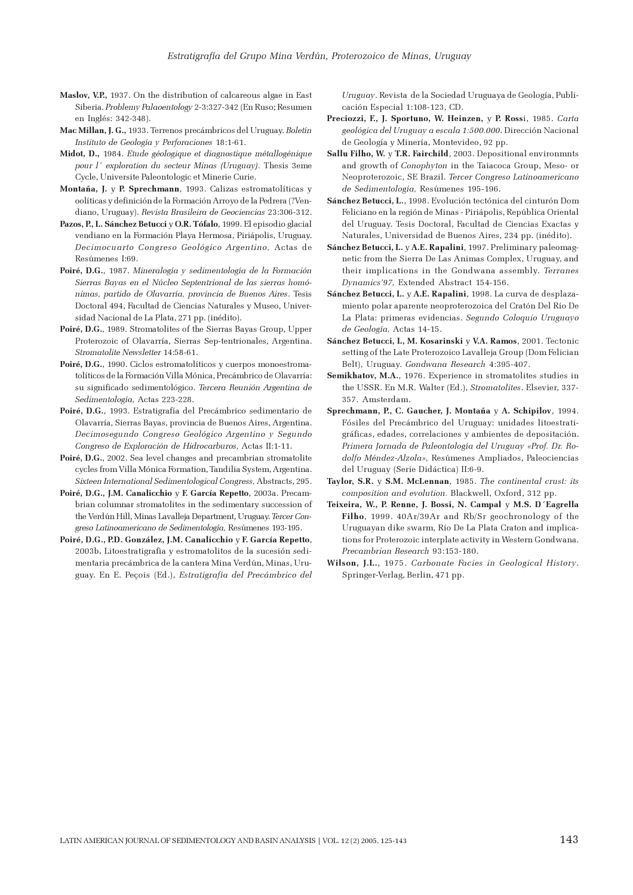**Maslov, V.P.,** 1937. On the distribution of calcareous algae in East Siberia. *Problemy Palaoentology* 2-3:327-342 (En Ruso; Resumen en Inglés: 342-348).

**Mac Millan, J. G.,** 1933. Terrenos precámbricos del Uruguay. *Boletín Instituto de Geología y Perforaciones* 18:1-61.

**Midot, D.,** 1984. *Etude géologique et diagnostique métallogénique pour l´ exploration du secteur Minas (Uruguay).* Thesis 3eme Cycle, Universite Paleontologic et Minerie Curie.

**Montaña, J.** y **P. Sprechmann**, 1993. Calizas estromatolíticas y oolíticas y definición de la Formación Arroyo de la Pedrera (?Vendiano, Uruguay). *Revista Brasileira de Geociencias* 23:306-312.

**Pazos, P., L. Sánchez Betucci** y **O.R. Tófalo**, 1999. El episodio glacial vendiano en la Formación Playa Hermosa, Piriápolis, Uruguay. *Decimocuarto Congreso Geológico Argentino,* Actas de Resúmenes I:69.

**Poiré, D.G.**, 1987. *Mineralogía y sedimentología de la Formación Sierras Bayas en el Núcleo Septentrional de las sierras homónimas, partido de Olavarría, provincia de Buenos Aires*. Tesis Doctoral 494, Facultad de Ciencias Naturales y Museo, Universidad Nacional de La Plata, 271 pp. (inédito).

**Poiré, D.G.**, 1989. Stromatolites of the Sierras Bayas Group, Upper Proterozoic of Olavarría, Sierras Sep-tentrionales, Argentina. *Stromatolite Newsletter* 14:58-61.

**Poiré, D.G.**, 1990. Ciclos estromatolíticos y cuerpos monoestromatolíticos de la Formación Villa Mónica, Precámbrico de Olavarría: su significado sedimentológico. *Tercera Reunión Argentina de Sedimentología,* Actas 223-228.

**Poiré, D.G.**, 1993. Estratigrafía del Precámbrico sedimentario de Olavarría, Sierras Bayas, provincia de Buenos Aires, Argentina. *Decimosegundo Congreso Geológico Argentino y Segundo Congreso de Exploración de Hidrocarburos,* Actas II:1-11.

**Poiré, D.G.**, 2002. Sea level changes and precambrian stromatolite cycles from Villa Mónica Formation, Tandilia System, Argentina. *Sixteen International Sedimentological Congress,* Abstracts, 295.

**Poiré, D.G., J.M. Canalicchio** y **F. García Repetto**, 2003a. Precambrian columnar stromatolites in the sedimentary succession of the Verdún Hill, Minas Lavalleja Department, Uruguay. *Tercer Congreso Latinoamericano de Sedimentología,* Resúmenes 193-195.

**Poiré, D.G., P.D. González, J.M. Canalicchio** y **F. García Repetto**, 2003b**.** Litoestratigrafía y estromatolitos de la sucesión sedimentaria precámbrica de la cantera Mina Verdún, Minas, Uruguay. En E. Peçois (Ed.), *Estratigrafía del Precámbrico del Uruguay*. Revista de la Sociedad Uruguaya de Geología, Publicación Especial 1:108-123, CD.

**Preciozzi, F., J. Sportuno, W. Heinzen,** y **P. Ross**i, 1985. *Carta geológica del Uruguay a escala 1:500.000.* Dirección Nacional de Geología y Minería, Montevideo, 92 pp.

**Sallu Filho, W.** y **T.R. Fairchild**, 2003. Depositional environmnts and growth of *Conophyton* in the Taiacoca Group, Meso- or Neoproterozoic, SE Brazil. *Tercer Congreso Latinoamericano de Sedimentología,* Resúmenes 195-196.

**Sánchez Betucci, L.**, 1998. Evolución tectónica del cinturón Dom Feliciano en la región de Minas - Piriápolis, República Oriental del Uruguay. Tesis Doctoral, Facultad de Ciencias Exactas y Naturales, Universidad de Buenos Aires, 234 pp. (inédito).

**Sánchez Betucci, L.** y **A.E. Rapalini**, 1997. Preliminary paleomagnetic from the Sierra De Las Animas Complex, Uruguay, and their implications in the Gondwana assembly. *Terranes Dynamics'97,* Extended Abstract 154-156.

**Sánchez Betucci, L.** y **A.E. Rapalini**, 1998. La curva de desplazamiento polar aparente neoproterozoica del Cratón Del Río De La Plata: primeras evidencias. *Segundo Coloquio Uruguayo de Geología,* Actas 14-15.

**Sánchez Betucci, L, M. Kosarinski** y **V.A. Ramos**, 2001. Tectonic setting of the Late Proterozoico Lavalleja Group (Dom Felician Belt), Uruguay. *Gondwana Research* 4:395-407.

**Semikhatov, M.A.**, 1976. Experience in stromatolites studies in the USSR. En M.R. Walter (Ed.), *Stromatolites*. Elsevier, 337-357. Amsterdam.

**Sprechmann, P., C. Gaucher, J. Montaña** y **A. Schipilov**, 1994. Fósiles del Precámbrico del Uruguay: unidades litoestratigráficas, edades, correlaciones y ambientes de depositación. *Primera Jornada de Paleontología del Uruguay «Prof. Dr. Rodolfo Méndez-Alzola»,* Resúmenes Ampliados, Paleociencias del Uruguay (Serie Didáctica) II:6-9.

**Taylor, S.R.** y **S.M. McLennan**, 1985. *The continental crust: its composition and evolution.* Blackwell, Oxford, 312 pp.

**Teixeira, W., P. Renne, J. Bossi, N. Campal** y **M.S. D´Eagrella Filho**, 1999. 40Ar/39Ar and Rb/Sr geochronology of the Uruguayan dike swarm, Río De La Plata Craton and implications for Proterozoic interplate activity in Western Gondwana. *Precambrian Research* 93:153-180.

**Wilson, J.L.**, 1975. *Carbonate Facies in Geological History*. Springer-Verlag, Berlin, 471 pp.